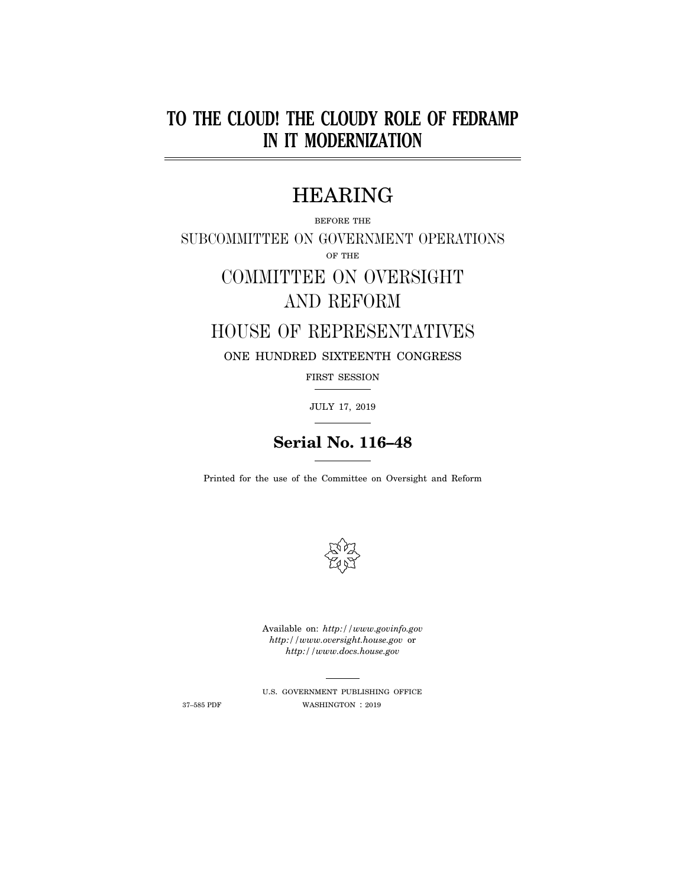# TO THE CLOUD! THE CLOUDY ROLE OF FEDRAMP IN IT MODERNIZATION

## HEARING

BEFORE THE

SUBCOMMITTEE ON GOVERNMENT OPERATIONS

OF THE

COMMITTEE ON OVERSIGHT AND REFORM

HOUSE OF REPRESENTATIVES

ONE HUNDRED SIXTEENTH CONGRESS

FIRST SESSION

JULY 17, 2019

**Serial No. 116–48**

Printed for the use of the Committee on Oversight and Reform

Available on: *http://www.govinfo.gov*
*http://www.oversight.house.gov* or
*http://www.docs.house.gov*

U.S. GOVERNMENT PUBLISHING OFFICE

37–585 PDF WASHINGTON : 2019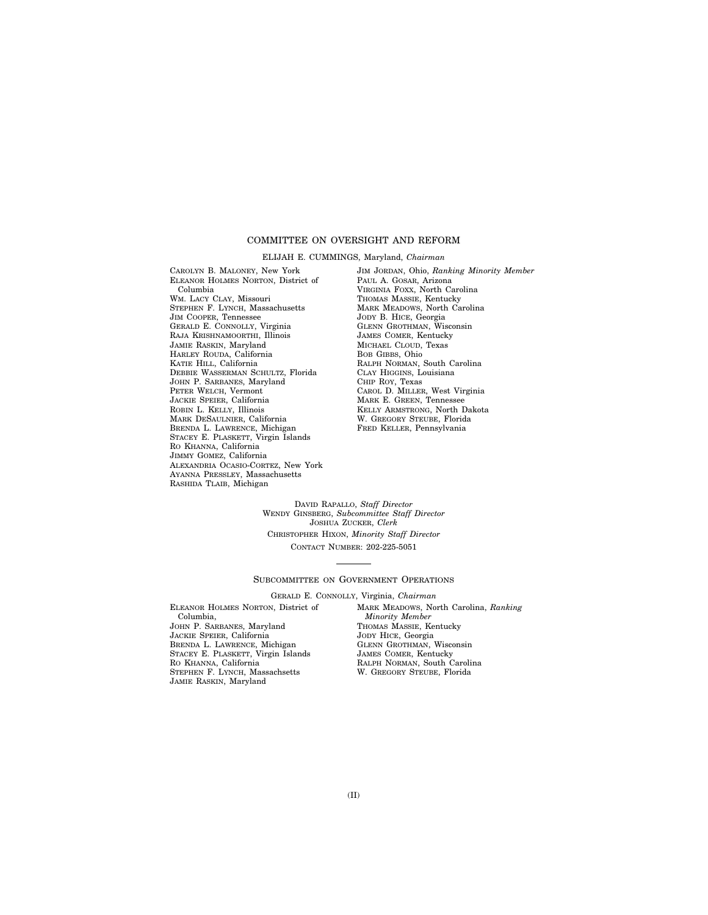## COMMITTEE ON OVERSIGHT AND REFORM

ELIJAH E. CUMMINGS, Maryland, *Chairman*

CAROLYN B. MALONEY, New York
ELEANOR HOLMES NORTON, District of Columbia
WM. LACY CLAY, Missouri
STEPHEN F. LYNCH, Massachusetts
JIM COOPER, Tennessee
GERALD E. CONNOLLY, Virginia
RAJA KRISHNAMOORTHI, Illinois
JAMIE RASKIN, Maryland
HARLEY ROUDA, California
KATIE HILL, California
DEBBIE WASSERMAN SCHULTZ, Florida
JOHN P. SARBANES, Maryland
PETER WELCH, Vermont
JACKIE SPEIER, California
ROBIN L. KELLY, Illinois
MARK DESAULNIER, California
BRENDA L. LAWRENCE, Michigan
STACEY E. PLASKETT, Virgin Islands
RO KHANNA, California
JIMMY GOMEZ, California
ALEXANDRIA OCASIO-CORTEZ, New York
AYANNA PRESSLEY, Massachusetts
RASHIDA TLAIB, Michigan

JIM JORDAN, Ohio, *Ranking Minority Member*
PAUL A. GOSAR, Arizona
VIRGINIA FOXX, North Carolina
THOMAS MASSIE, Kentucky
MARK MEADOWS, North Carolina
JODY B. HICE, Georgia
GLENN GROTHMAN, Wisconsin
JAMES COMER, Kentucky
MICHAEL CLOUD, Texas
BOB GIBBS, Ohio
RALPH NORMAN, South Carolina
CLAY HIGGINS, Louisiana
CHIP ROY, Texas
CAROL D. MILLER, West Virginia
MARK E. GREEN, Tennessee
KELLY ARMSTRONG, North Dakota
W. GREGORY STEUBE, Florida
FRED KELLER, Pennsylvania

DAVID RAPALLO, *Staff Director*
WENDY GINSBERG, *Subcommittee Staff Director*
JOSHUA ZUCKER, *Clerk*
CHRISTOPHER HIXON, *Minority Staff Director*
CONTACT NUMBER: 202-225-5051

---

## SUBCOMMITTEE ON GOVERNMENT OPERATIONS

GERALD E. CONNOLLY, Virginia, *Chairman*

ELEANOR HOLMES NORTON, District of Columbia,
JOHN P. SARBANES, Maryland
JACKIE SPEIER, California
BRENDA L. LAWRENCE, Michigan
STACEY E. PLASKETT, Virgin Islands
RO KHANNA, California
STEPHEN F. LYNCH, Massachsetts
JAMIE RASKIN, Maryland

MARK MEADOWS, North Carolina, *Ranking Minority Member*
THOMAS MASSIE, Kentucky
JODY HICE, Georgia
GLENN GROTHMAN, Wisconsin
JAMES COMER, Kentucky
RALPH NORMAN, South Carolina
W. GREGORY STEUBE, Florida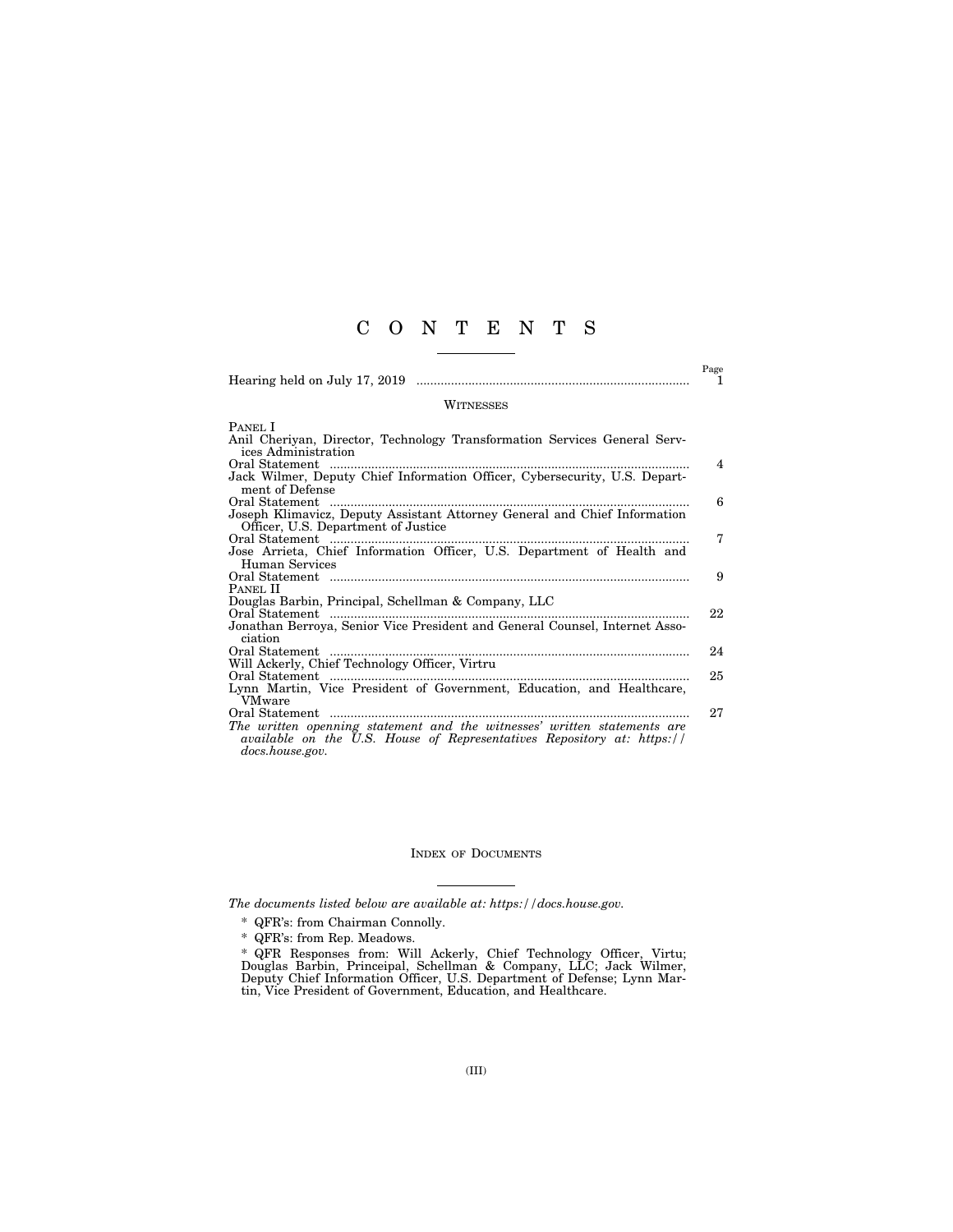# C O N T E N T S

| | Page |
|---|---|
| Hearing held on July 17, 2019 | 1 |

## WITNESSES

| | |
|---|---|
| PANEL I | |
| Anil Cheriyan, Director, Technology Transformation Services General Services Administration | |
| Oral Statement | 4 |
| Jack Wilmer, Deputy Chief Information Officer, Cybersecurity, U.S. Department of Defense | |
| Oral Statement | 6 |
| Joseph Klimavicz, Deputy Assistant Attorney General and Chief Information Officer, U.S. Department of Justice | |
| Oral Statement | 7 |
| Jose Arrieta, Chief Information Officer, U.S. Department of Health and Human Services | |
| Oral Statement | 9 |
| PANEL II | |
| Douglas Barbin, Principal, Schellman & Company, LLC | |
| Oral Statement | 22 |
| Jonathan Berroya, Senior Vice President and General Counsel, Internet Association | |
| Oral Statement | 24 |
| Will Ackerly, Chief Technology Officer, Virtru | |
| Oral Statement | 25 |
| Lynn Martin, Vice President of Government, Education, and Healthcare, VMware | |
| Oral Statement | 27 |

*The written openning statement and the witnesses' written statements are available on the U.S. House of Representatives Repository at: https://docs.house.gov.*

## INDEX OF DOCUMENTS

*The documents listed below are available at: https://docs.house.gov.*

* QFR's: from Chairman Connolly.

* QFR's: from Rep. Meadows.

* QFR Responses from: Will Ackerly, Chief Technology Officer, Virtu; Douglas Barbin, Princeipal, Schellman & Company, LLC; Jack Wilmer, Deputy Chief Information Officer, U.S. Department of Defense; Lynn Martin, Vice President of Government, Education, and Healthcare.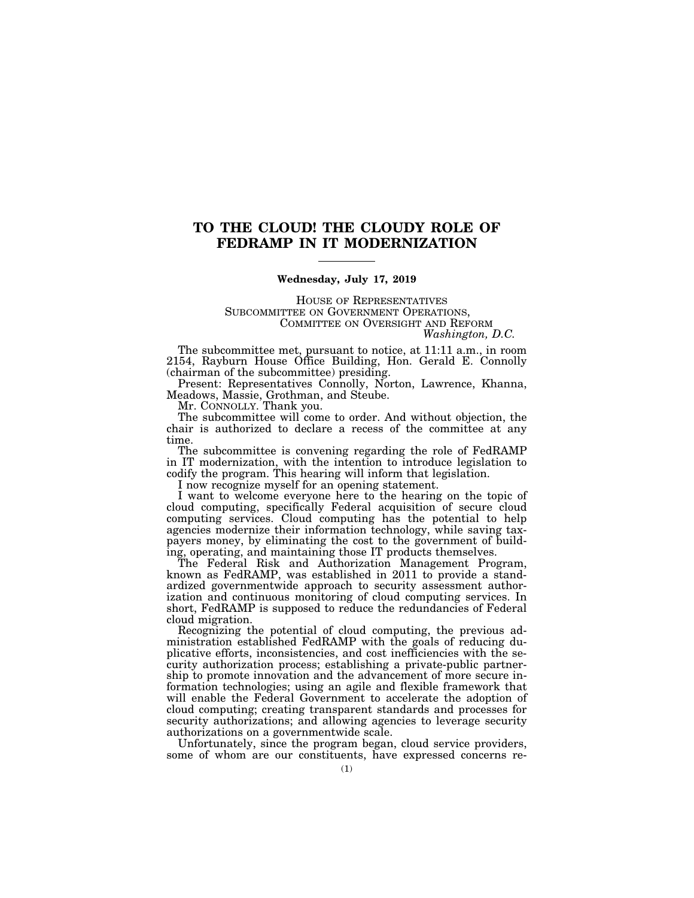# TO THE CLOUD! THE CLOUDY ROLE OF FEDRAMP IN IT MODERNIZATION

---

**Wednesday, July 17, 2019**

HOUSE OF REPRESENTATIVES
SUBCOMMITTEE ON GOVERNMENT OPERATIONS,
COMMITTEE ON OVERSIGHT AND REFORM
*Washington, D.C.*

The subcommittee met, pursuant to notice, at 11:11 a.m., in room 2154, Rayburn House Office Building, Hon. Gerald E. Connolly (chairman of the subcommittee) presiding.

Present: Representatives Connolly, Norton, Lawrence, Khanna, Meadows, Massie, Grothman, and Steube.

Mr. CONNOLLY. Thank you.

The subcommittee will come to order. And without objection, the chair is authorized to declare a recess of the committee at any time.

The subcommittee is convening regarding the role of FedRAMP in IT modernization, with the intention to introduce legislation to codify the program. This hearing will inform that legislation.

I now recognize myself for an opening statement.

I want to welcome everyone here to the hearing on the topic of cloud computing, specifically Federal acquisition of secure cloud computing services. Cloud computing has the potential to help agencies modernize their information technology, while saving taxpayers money, by eliminating the cost to the government of building, operating, and maintaining those IT products themselves.

The Federal Risk and Authorization Management Program, known as FedRAMP, was established in 2011 to provide a standardized governmentwide approach to security assessment authorization and continuous monitoring of cloud computing services. In short, FedRAMP is supposed to reduce the redundancies of Federal cloud migration.

Recognizing the potential of cloud computing, the previous administration established FedRAMP with the goals of reducing duplicative efforts, inconsistencies, and cost inefficiencies with the security authorization process; establishing a private-public partnership to promote innovation and the advancement of more secure information technologies; using an agile and flexible framework that will enable the Federal Government to accelerate the adoption of cloud computing; creating transparent standards and processes for security authorizations; and allowing agencies to leverage security authorizations on a governmentwide scale.

Unfortunately, since the program began, cloud service providers, some of whom are our constituents, have expressed concerns re-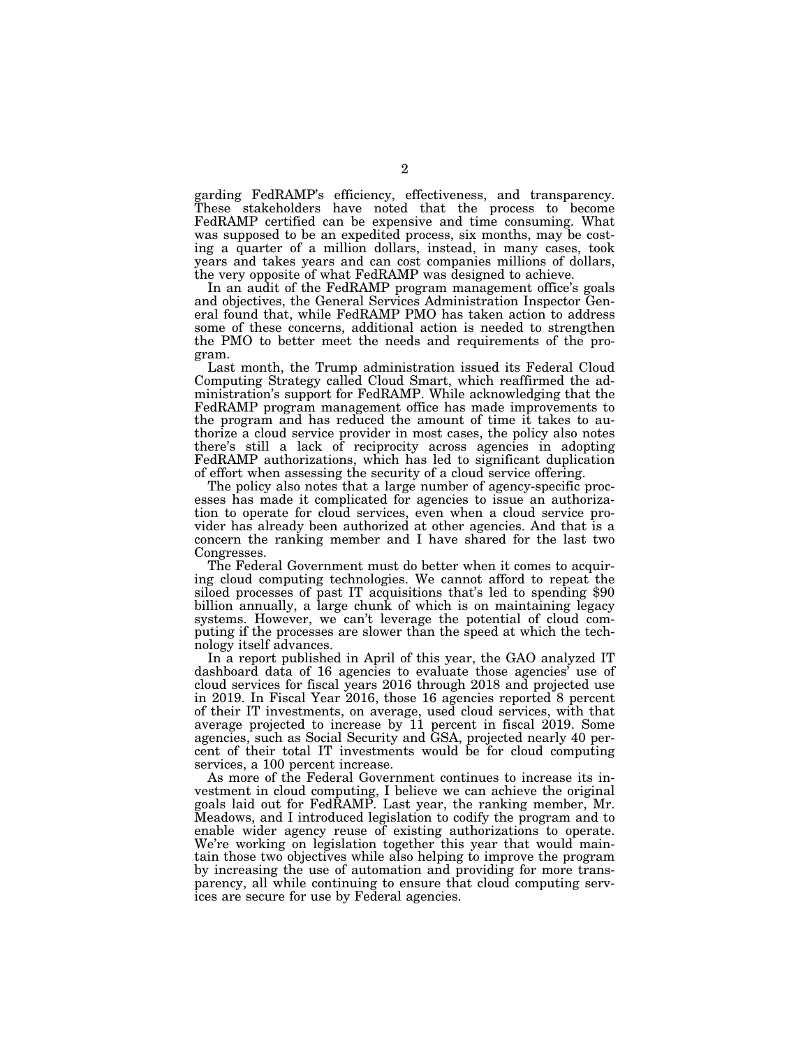garding FedRAMP's efficiency, effectiveness, and transparency. These stakeholders have noted that the process to become FedRAMP certified can be expensive and time consuming. What was supposed to be an expedited process, six months, may be costing a quarter of a million dollars, instead, in many cases, took years and takes years and can cost companies millions of dollars, the very opposite of what FedRAMP was designed to achieve.

In an audit of the FedRAMP program management office's goals and objectives, the General Services Administration Inspector General found that, while FedRAMP PMO has taken action to address some of these concerns, additional action is needed to strengthen the PMO to better meet the needs and requirements of the program.

Last month, the Trump administration issued its Federal Cloud Computing Strategy called Cloud Smart, which reaffirmed the administration's support for FedRAMP. While acknowledging that the FedRAMP program management office has made improvements to the program and has reduced the amount of time it takes to authorize a cloud service provider in most cases, the policy also notes there's still a lack of reciprocity across agencies in adopting FedRAMP authorizations, which has led to significant duplication of effort when assessing the security of a cloud service offering.

The policy also notes that a large number of agency-specific processes has made it complicated for agencies to issue an authorization to operate for cloud services, even when a cloud service provider has already been authorized at other agencies. And that is a concern the ranking member and I have shared for the last two Congresses.

The Federal Government must do better when it comes to acquiring cloud computing technologies. We cannot afford to repeat the siloed processes of past IT acquisitions that's led to spending $90 billion annually, a large chunk of which is on maintaining legacy systems. However, we can't leverage the potential of cloud computing if the processes are slower than the speed at which the technology itself advances.

In a report published in April of this year, the GAO analyzed IT dashboard data of 16 agencies to evaluate those agencies' use of cloud services for fiscal years 2016 through 2018 and projected use in 2019. In Fiscal Year 2016, those 16 agencies reported 8 percent of their IT investments, on average, used cloud services, with that average projected to increase by 11 percent in fiscal 2019. Some agencies, such as Social Security and GSA, projected nearly 40 percent of their total IT investments would be for cloud computing services, a 100 percent increase.

As more of the Federal Government continues to increase its investment in cloud computing, I believe we can achieve the original goals laid out for FedRAMP. Last year, the ranking member, Mr. Meadows, and I introduced legislation to codify the program and to enable wider agency reuse of existing authorizations to operate. We're working on legislation together this year that would maintain those two objectives while also helping to improve the program by increasing the use of automation and providing for more transparency, all while continuing to ensure that cloud computing services are secure for use by Federal agencies.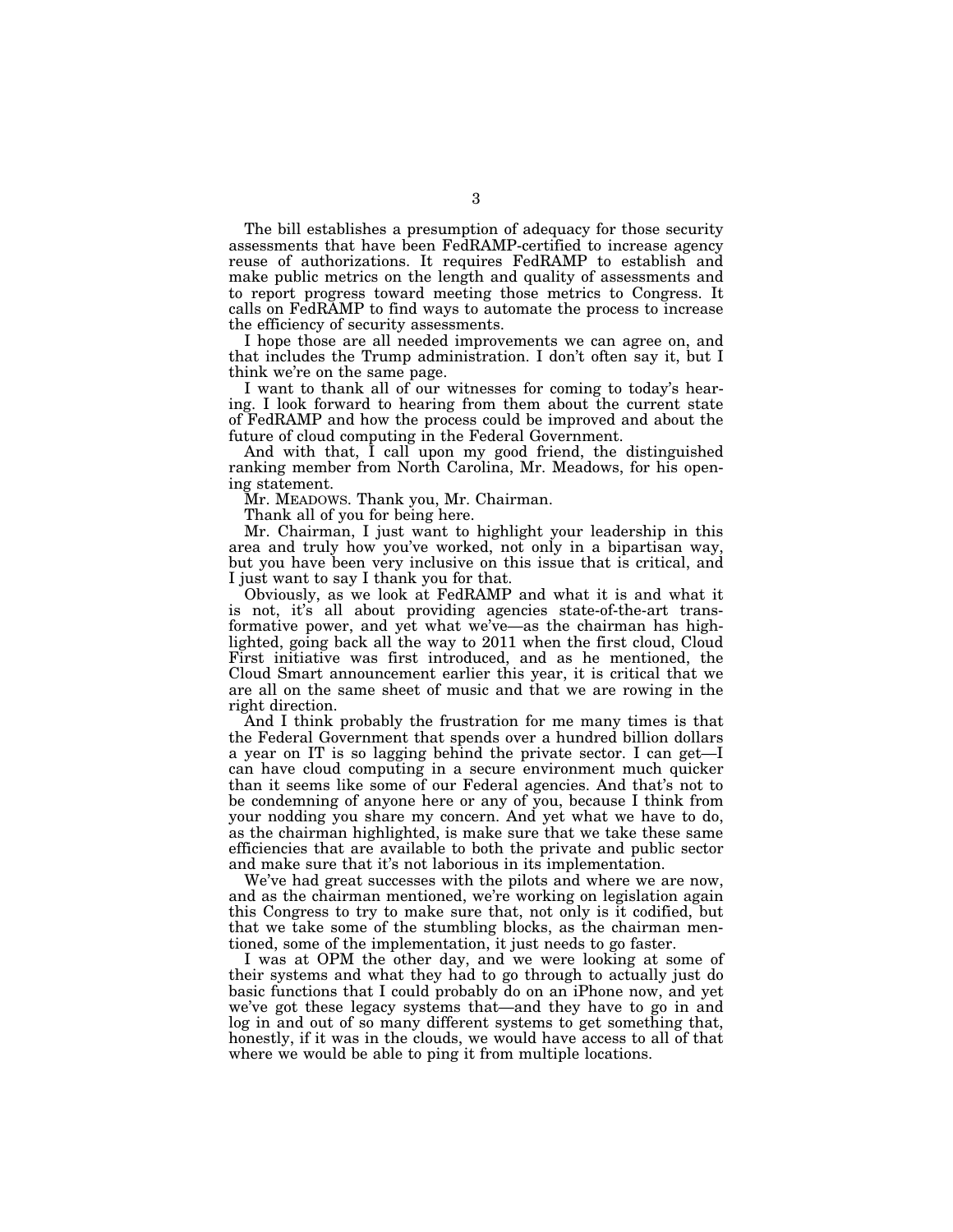The bill establishes a presumption of adequacy for those security assessments that have been FedRAMP-certified to increase agency reuse of authorizations. It requires FedRAMP to establish and make public metrics on the length and quality of assessments and to report progress toward meeting those metrics to Congress. It calls on FedRAMP to find ways to automate the process to increase the efficiency of security assessments.

I hope those are all needed improvements we can agree on, and that includes the Trump administration. I don't often say it, but I think we're on the same page.

I want to thank all of our witnesses for coming to today's hearing. I look forward to hearing from them about the current state of FedRAMP and how the process could be improved and about the future of cloud computing in the Federal Government.

And with that, I call upon my good friend, the distinguished ranking member from North Carolina, Mr. Meadows, for his opening statement.

Mr. MEADOWS. Thank you, Mr. Chairman.

Thank all of you for being here.

Mr. Chairman, I just want to highlight your leadership in this area and truly how you've worked, not only in a bipartisan way, but you have been very inclusive on this issue that is critical, and I just want to say I thank you for that.

Obviously, as we look at FedRAMP and what it is and what it is not, it's all about providing agencies state-of-the-art transformative power, and yet what we've—as the chairman has highlighted, going back all the way to 2011 when the first cloud, Cloud First initiative was first introduced, and as he mentioned, the Cloud Smart announcement earlier this year, it is critical that we are all on the same sheet of music and that we are rowing in the right direction.

And I think probably the frustration for me many times is that the Federal Government that spends over a hundred billion dollars a year on IT is so lagging behind the private sector. I can get—I can have cloud computing in a secure environment much quicker than it seems like some of our Federal agencies. And that's not to be condemning of anyone here or any of you, because I think from your nodding you share my concern. And yet what we have to do, as the chairman highlighted, is make sure that we take these same efficiencies that are available to both the private and public sector and make sure that it's not laborious in its implementation.

We've had great successes with the pilots and where we are now, and as the chairman mentioned, we're working on legislation again this Congress to try to make sure that, not only is it codified, but that we take some of the stumbling blocks, as the chairman mentioned, some of the implementation, it just needs to go faster.

I was at OPM the other day, and we were looking at some of their systems and what they had to go through to actually just do basic functions that I could probably do on an iPhone now, and yet we've got these legacy systems that—and they have to go in and log in and out of so many different systems to get something that, honestly, if it was in the clouds, we would have access to all of that where we would be able to ping it from multiple locations.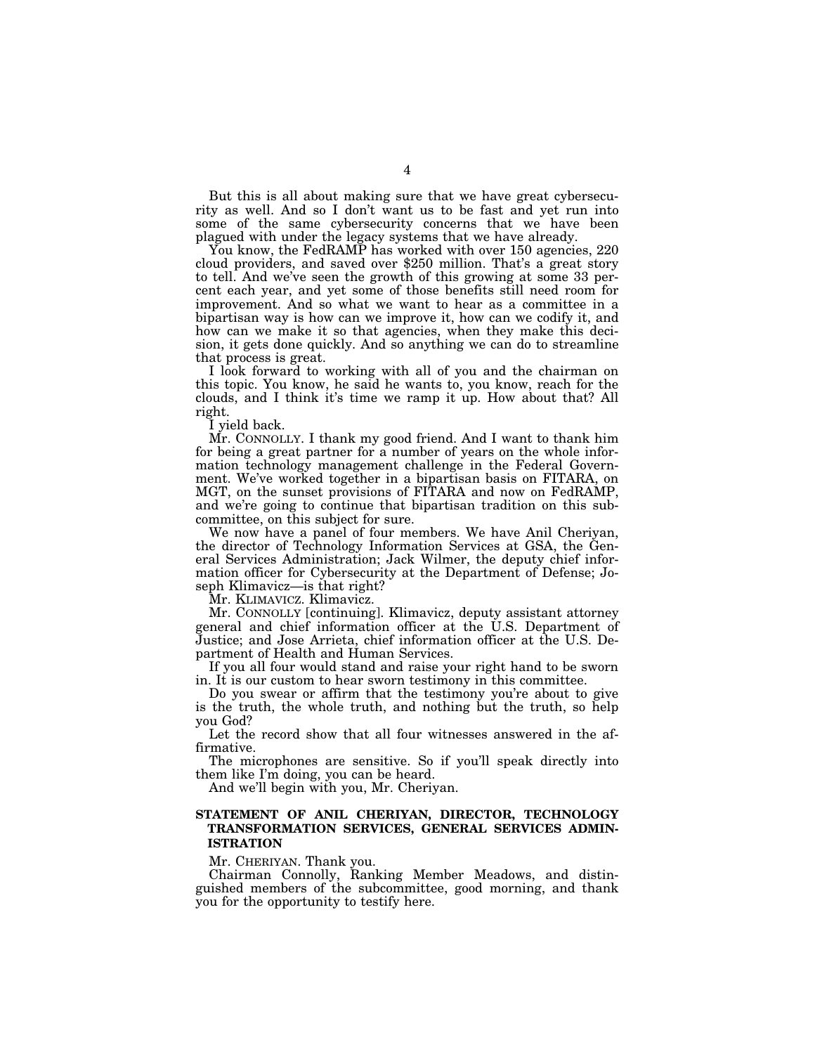But this is all about making sure that we have great cybersecurity as well. And so I don't want us to be fast and yet run into some of the same cybersecurity concerns that we have been plagued with under the legacy systems that we have already.

You know, the FedRAMP has worked with over 150 agencies, 220 cloud providers, and saved over $250 million. That's a great story to tell. And we've seen the growth of this growing at some 33 percent each year, and yet some of those benefits still need room for improvement. And so what we want to hear as a committee in a bipartisan way is how can we improve it, how can we codify it, and how can we make it so that agencies, when they make this decision, it gets done quickly. And so anything we can do to streamline that process is great.

I look forward to working with all of you and the chairman on this topic. You know, he said he wants to, you know, reach for the clouds, and I think it's time we ramp it up. How about that? All right.

I yield back.

Mr. CONNOLLY. I thank my good friend. And I want to thank him for being a great partner for a number of years on the whole information technology management challenge in the Federal Government. We've worked together in a bipartisan basis on FITARA, on MGT, on the sunset provisions of FITARA and now on FedRAMP, and we're going to continue that bipartisan tradition on this subcommittee, on this subject for sure.

We now have a panel of four members. We have Anil Cheriyan, the director of Technology Information Services at GSA, the General Services Administration; Jack Wilmer, the deputy chief information officer for Cybersecurity at the Department of Defense; Joseph Klimavicz—is that right?

Mr. KLIMAVICZ. Klimavicz.

Mr. CONNOLLY [continuing]. Klimavicz, deputy assistant attorney general and chief information officer at the U.S. Department of Justice; and Jose Arrieta, chief information officer at the U.S. Department of Health and Human Services.

If you all four would stand and raise your right hand to be sworn in. It is our custom to hear sworn testimony in this committee.

Do you swear or affirm that the testimony you're about to give is the truth, the whole truth, and nothing but the truth, so help you God?

Let the record show that all four witnesses answered in the affirmative.

The microphones are sensitive. So if you'll speak directly into them like I'm doing, you can be heard.

And we'll begin with you, Mr. Cheriyan.

## STATEMENT OF ANIL CHERIYAN, DIRECTOR, TECHNOLOGY TRANSFORMATION SERVICES, GENERAL SERVICES ADMINISTRATION

Mr. CHERIYAN. Thank you.

Chairman Connolly, Ranking Member Meadows, and distinguished members of the subcommittee, good morning, and thank you for the opportunity to testify here.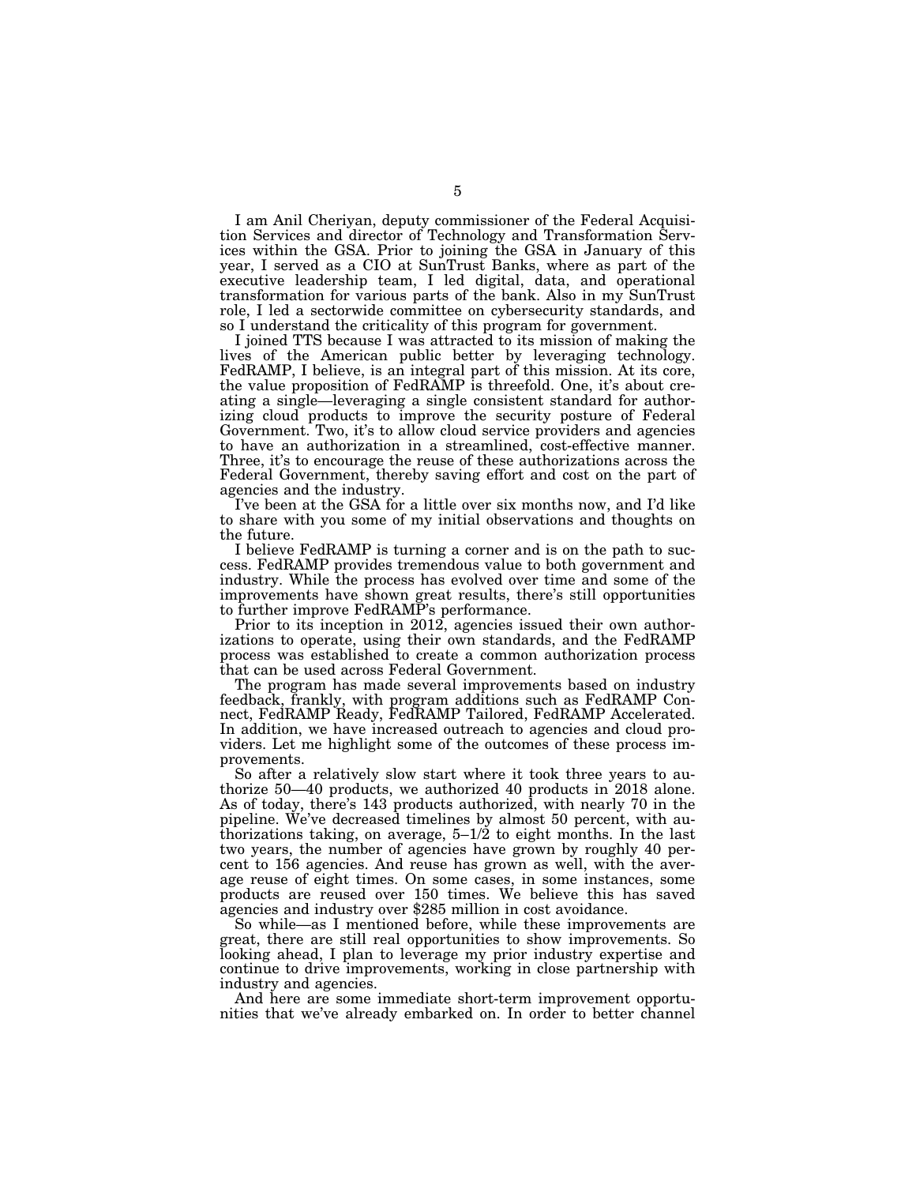I am Anil Cheriyan, deputy commissioner of the Federal Acquisition Services and director of Technology and Transformation Services within the GSA. Prior to joining the GSA in January of this year, I served as a CIO at SunTrust Banks, where as part of the executive leadership team, I led digital, data, and operational transformation for various parts of the bank. Also in my SunTrust role, I led a sectorwide committee on cybersecurity standards, and so I understand the criticality of this program for government.

I joined TTS because I was attracted to its mission of making the lives of the American public better by leveraging technology. FedRAMP, I believe, is an integral part of this mission. At its core, the value proposition of FedRAMP is threefold. One, it's about creating a single—leveraging a single consistent standard for authorizing cloud products to improve the security posture of Federal Government. Two, it's to allow cloud service providers and agencies to have an authorization in a streamlined, cost-effective manner. Three, it's to encourage the reuse of these authorizations across the Federal Government, thereby saving effort and cost on the part of agencies and the industry.

I've been at the GSA for a little over six months now, and I'd like to share with you some of my initial observations and thoughts on the future.

I believe FedRAMP is turning a corner and is on the path to success. FedRAMP provides tremendous value to both government and industry. While the process has evolved over time and some of the improvements have shown great results, there's still opportunities to further improve FedRAMP's performance.

Prior to its inception in 2012, agencies issued their own authorizations to operate, using their own standards, and the FedRAMP process was established to create a common authorization process that can be used across Federal Government.

The program has made several improvements based on industry feedback, frankly, with program additions such as FedRAMP Connect, FedRAMP Ready, FedRAMP Tailored, FedRAMP Accelerated. In addition, we have increased outreach to agencies and cloud providers. Let me highlight some of the outcomes of these process improvements.

So after a relatively slow start where it took three years to authorize 50—40 products, we authorized 40 products in 2018 alone. As of today, there's 143 products authorized, with nearly 70 in the pipeline. We've decreased timelines by almost 50 percent, with authorizations taking, on average, 5–1/2 to eight months. In the last two years, the number of agencies have grown by roughly 40 percent to 156 agencies. And reuse has grown as well, with the average reuse of eight times. On some cases, in some instances, some products are reused over 150 times. We believe this has saved agencies and industry over $285 million in cost avoidance.

So while—as I mentioned before, while these improvements are great, there are still real opportunities to show improvements. So looking ahead, I plan to leverage my prior industry expertise and continue to drive improvements, working in close partnership with industry and agencies.

And here are some immediate short-term improvement opportunities that we've already embarked on. In order to better channel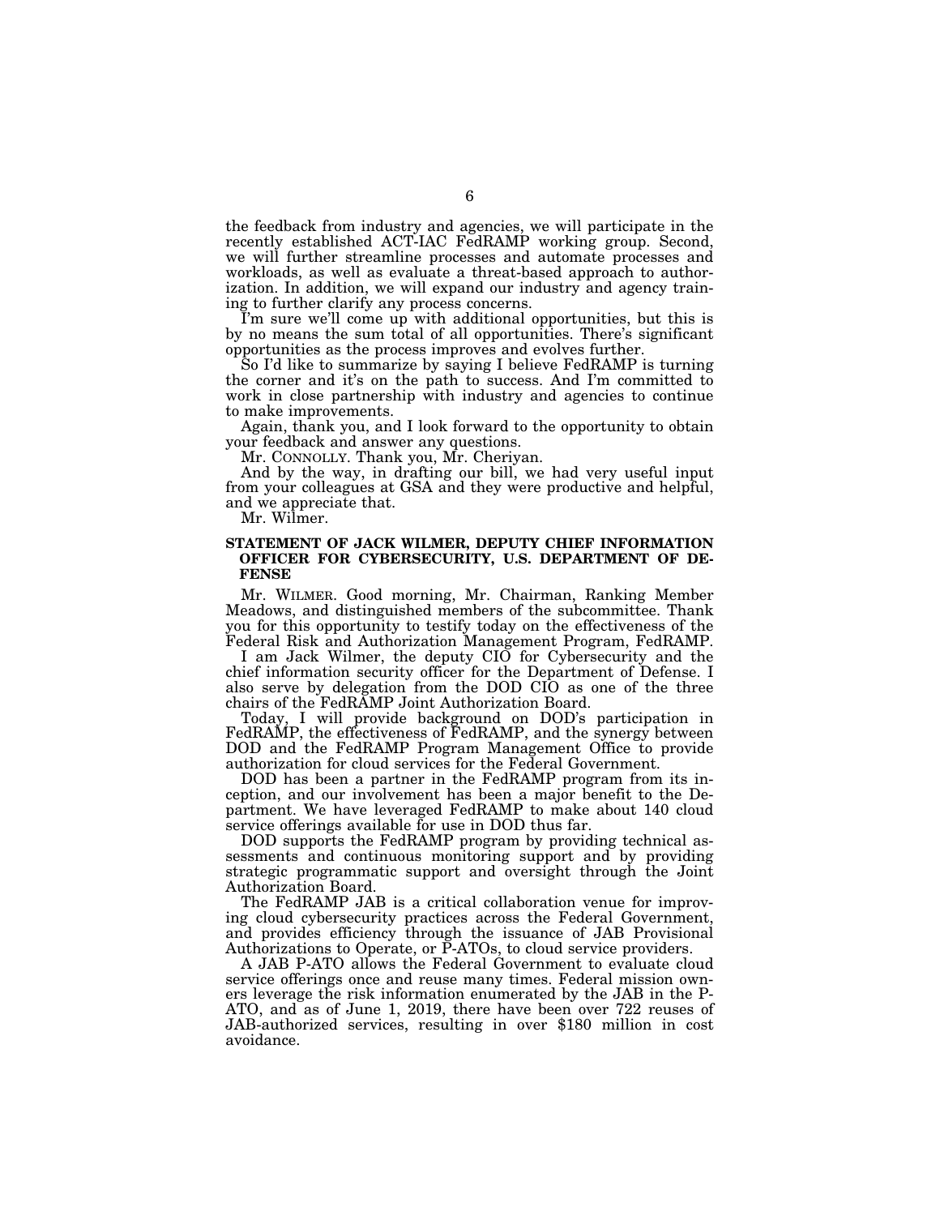the feedback from industry and agencies, we will participate in the recently established ACT-IAC FedRAMP working group. Second, we will further streamline processes and automate processes and workloads, as well as evaluate a threat-based approach to authorization. In addition, we will expand our industry and agency training to further clarify any process concerns.

I'm sure we'll come up with additional opportunities, but this is by no means the sum total of all opportunities. There's significant opportunities as the process improves and evolves further.

So I'd like to summarize by saying I believe FedRAMP is turning the corner and it's on the path to success. And I'm committed to work in close partnership with industry and agencies to continue to make improvements.

Again, thank you, and I look forward to the opportunity to obtain your feedback and answer any questions.

Mr. CONNOLLY. Thank you, Mr. Cheriyan.

And by the way, in drafting our bill, we had very useful input from your colleagues at GSA and they were productive and helpful, and we appreciate that.

Mr. Wilmer.

**STATEMENT OF JACK WILMER, DEPUTY CHIEF INFORMATION OFFICER FOR CYBERSECURITY, U.S. DEPARTMENT OF DEFENSE**

Mr. WILMER. Good morning, Mr. Chairman, Ranking Member Meadows, and distinguished members of the subcommittee. Thank you for this opportunity to testify today on the effectiveness of the Federal Risk and Authorization Management Program, FedRAMP.

I am Jack Wilmer, the deputy CIO for Cybersecurity and the chief information security officer for the Department of Defense. I also serve by delegation from the DOD CIO as one of the three chairs of the FedRAMP Joint Authorization Board.

Today, I will provide background on DOD's participation in FedRAMP, the effectiveness of FedRAMP, and the synergy between DOD and the FedRAMP Program Management Office to provide authorization for cloud services for the Federal Government.

DOD has been a partner in the FedRAMP program from its inception, and our involvement has been a major benefit to the Department. We have leveraged FedRAMP to make about 140 cloud service offerings available for use in DOD thus far.

DOD supports the FedRAMP program by providing technical assessments and continuous monitoring support and by providing strategic programmatic support and oversight through the Joint Authorization Board.

The FedRAMP JAB is a critical collaboration venue for improving cloud cybersecurity practices across the Federal Government, and provides efficiency through the issuance of JAB Provisional Authorizations to Operate, or P-ATOs, to cloud service providers.

A JAB P-ATO allows the Federal Government to evaluate cloud service offerings once and reuse many times. Federal mission owners leverage the risk information enumerated by the JAB in the P-ATO, and as of June 1, 2019, there have been over 722 reuses of JAB-authorized services, resulting in over $180 million in cost avoidance.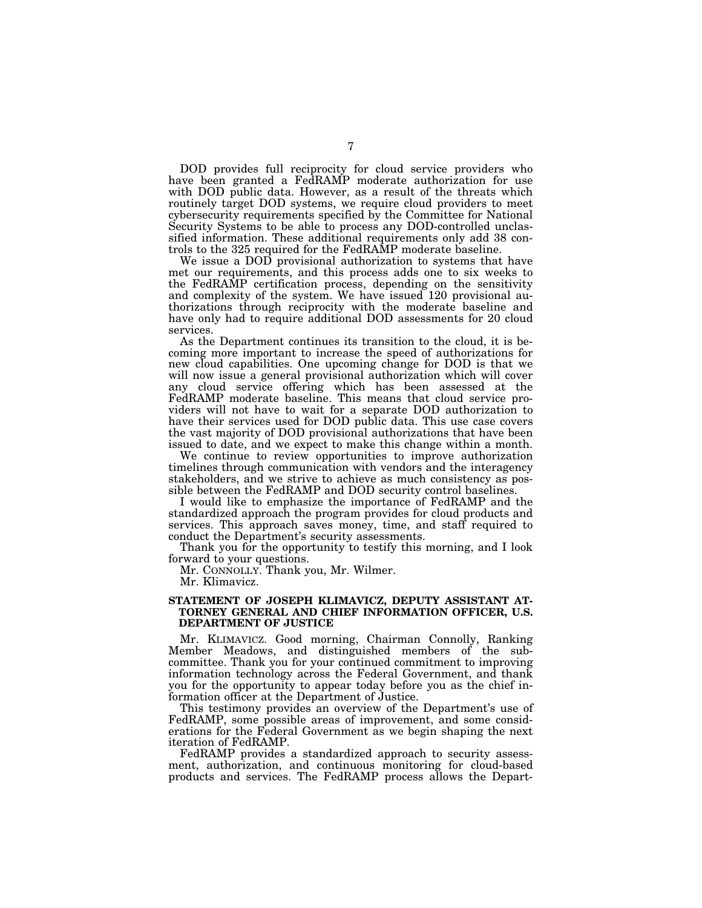DOD provides full reciprocity for cloud service providers who have been granted a FedRAMP moderate authorization for use with DOD public data. However, as a result of the threats which routinely target DOD systems, we require cloud providers to meet cybersecurity requirements specified by the Committee for National Security Systems to be able to process any DOD-controlled unclassified information. These additional requirements only add 38 controls to the 325 required for the FedRAMP moderate baseline.

We issue a DOD provisional authorization to systems that have met our requirements, and this process adds one to six weeks to the FedRAMP certification process, depending on the sensitivity and complexity of the system. We have issued 120 provisional authorizations through reciprocity with the moderate baseline and have only had to require additional DOD assessments for 20 cloud services.

As the Department continues its transition to the cloud, it is becoming more important to increase the speed of authorizations for new cloud capabilities. One upcoming change for DOD is that we will now issue a general provisional authorization which will cover any cloud service offering which has been assessed at the FedRAMP moderate baseline. This means that cloud service providers will not have to wait for a separate DOD authorization to have their services used for DOD public data. This use case covers the vast majority of DOD provisional authorizations that have been issued to date, and we expect to make this change within a month.

We continue to review opportunities to improve authorization timelines through communication with vendors and the interagency stakeholders, and we strive to achieve as much consistency as possible between the FedRAMP and DOD security control baselines.

I would like to emphasize the importance of FedRAMP and the standardized approach the program provides for cloud products and services. This approach saves money, time, and staff required to conduct the Department's security assessments.

Thank you for the opportunity to testify this morning, and I look forward to your questions.

Mr. CONNOLLY. Thank you, Mr. Wilmer.

Mr. Klimavicz.

**STATEMENT OF JOSEPH KLIMAVICZ, DEPUTY ASSISTANT ATTORNEY GENERAL AND CHIEF INFORMATION OFFICER, U.S. DEPARTMENT OF JUSTICE**

Mr. KLIMAVICZ. Good morning, Chairman Connolly, Ranking Member Meadows, and distinguished members of the subcommittee. Thank you for your continued commitment to improving information technology across the Federal Government, and thank you for the opportunity to appear today before you as the chief information officer at the Department of Justice.

This testimony provides an overview of the Department's use of FedRAMP, some possible areas of improvement, and some considerations for the Federal Government as we begin shaping the next iteration of FedRAMP.

FedRAMP provides a standardized approach to security assessment, authorization, and continuous monitoring for cloud-based products and services. The FedRAMP process allows the Depart-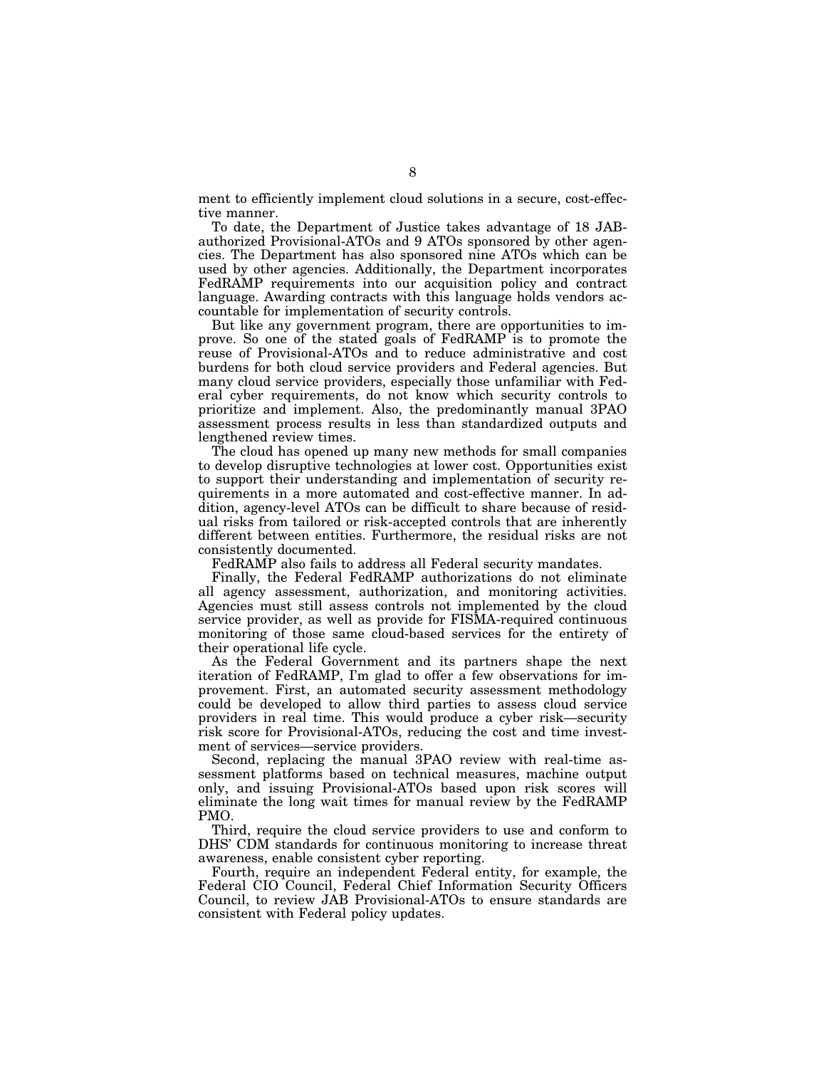ment to efficiently implement cloud solutions in a secure, cost-effective manner.

To date, the Department of Justice takes advantage of 18 JAB-authorized Provisional-ATOs and 9 ATOs sponsored by other agencies. The Department has also sponsored nine ATOs which can be used by other agencies. Additionally, the Department incorporates FedRAMP requirements into our acquisition policy and contract language. Awarding contracts with this language holds vendors accountable for implementation of security controls.

But like any government program, there are opportunities to improve. So one of the stated goals of FedRAMP is to promote the reuse of Provisional-ATOs and to reduce administrative and cost burdens for both cloud service providers and Federal agencies. But many cloud service providers, especially those unfamiliar with Federal cyber requirements, do not know which security controls to prioritize and implement. Also, the predominantly manual 3PAO assessment process results in less than standardized outputs and lengthened review times.

The cloud has opened up many new methods for small companies to develop disruptive technologies at lower cost. Opportunities exist to support their understanding and implementation of security requirements in a more automated and cost-effective manner. In addition, agency-level ATOs can be difficult to share because of residual risks from tailored or risk-accepted controls that are inherently different between entities. Furthermore, the residual risks are not consistently documented.

FedRAMP also fails to address all Federal security mandates.

Finally, the Federal FedRAMP authorizations do not eliminate all agency assessment, authorization, and monitoring activities. Agencies must still assess controls not implemented by the cloud service provider, as well as provide for FISMA-required continuous monitoring of those same cloud-based services for the entirety of their operational life cycle.

As the Federal Government and its partners shape the next iteration of FedRAMP, I'm glad to offer a few observations for improvement. First, an automated security assessment methodology could be developed to allow third parties to assess cloud service providers in real time. This would produce a cyber risk—security risk score for Provisional-ATOs, reducing the cost and time investment of services—service providers.

Second, replacing the manual 3PAO review with real-time assessment platforms based on technical measures, machine output only, and issuing Provisional-ATOs based upon risk scores will eliminate the long wait times for manual review by the FedRAMP PMO.

Third, require the cloud service providers to use and conform to DHS' CDM standards for continuous monitoring to increase threat awareness, enable consistent cyber reporting.

Fourth, require an independent Federal entity, for example, the Federal CIO Council, Federal Chief Information Security Officers Council, to review JAB Provisional-ATOs to ensure standards are consistent with Federal policy updates.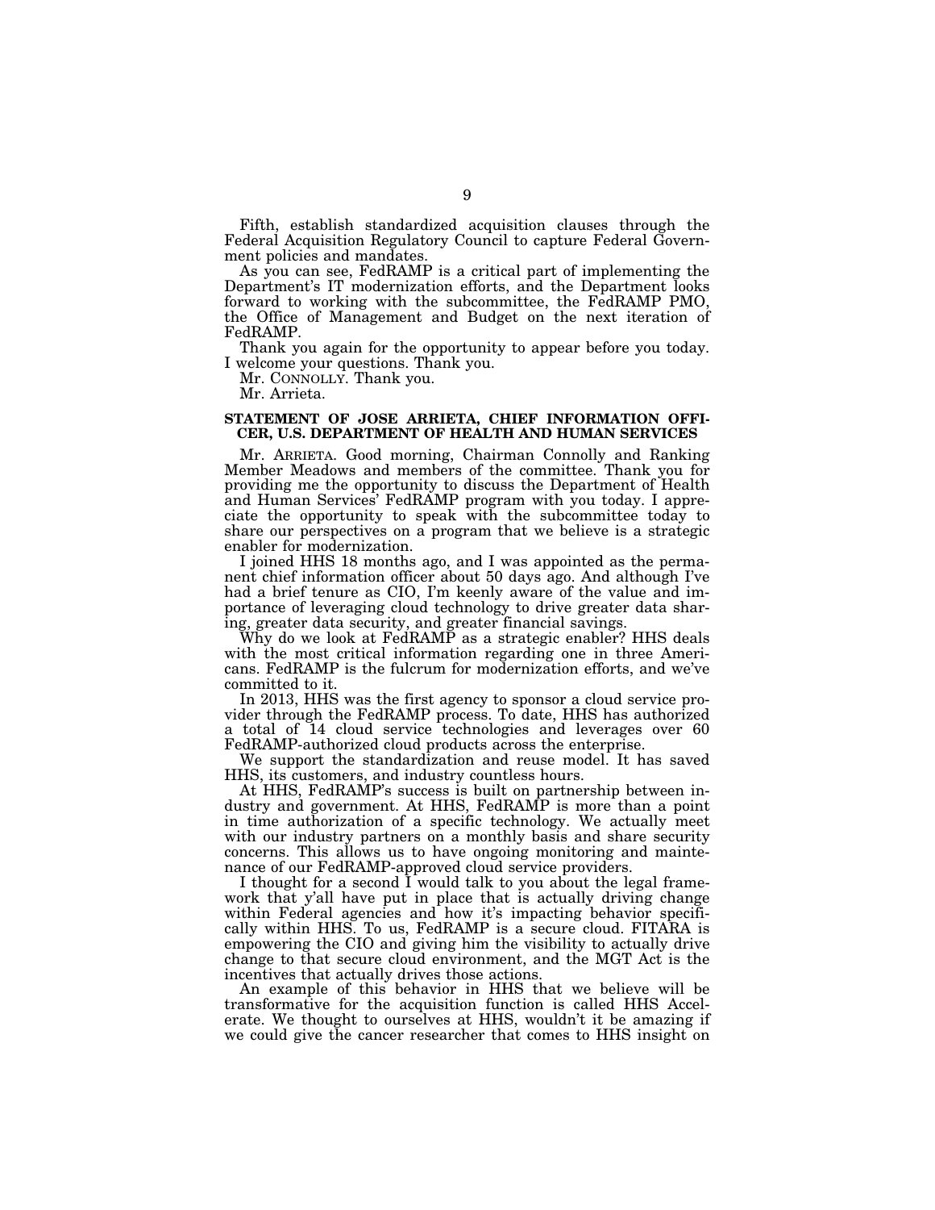Fifth, establish standardized acquisition clauses through the Federal Acquisition Regulatory Council to capture Federal Government policies and mandates.

As you can see, FedRAMP is a critical part of implementing the Department's IT modernization efforts, and the Department looks forward to working with the subcommittee, the FedRAMP PMO, the Office of Management and Budget on the next iteration of FedRAMP.

Thank you again for the opportunity to appear before you today. I welcome your questions. Thank you.

Mr. CONNOLLY. Thank you.

Mr. Arrieta.

## STATEMENT OF JOSE ARRIETA, CHIEF INFORMATION OFFICER, U.S. DEPARTMENT OF HEALTH AND HUMAN SERVICES

Mr. ARRIETA. Good morning, Chairman Connolly and Ranking Member Meadows and members of the committee. Thank you for providing me the opportunity to discuss the Department of Health and Human Services' FedRAMP program with you today. I appreciate the opportunity to speak with the subcommittee today to share our perspectives on a program that we believe is a strategic enabler for modernization.

I joined HHS 18 months ago, and I was appointed as the permanent chief information officer about 50 days ago. And although I've had a brief tenure as CIO, I'm keenly aware of the value and importance of leveraging cloud technology to drive greater data sharing, greater data security, and greater financial savings.

Why do we look at FedRAMP as a strategic enabler? HHS deals with the most critical information regarding one in three Americans. FedRAMP is the fulcrum for modernization efforts, and we've committed to it.

In 2013, HHS was the first agency to sponsor a cloud service provider through the FedRAMP process. To date, HHS has authorized a total of 14 cloud service technologies and leverages over 60 FedRAMP-authorized cloud products across the enterprise.

We support the standardization and reuse model. It has saved HHS, its customers, and industry countless hours.

At HHS, FedRAMP's success is built on partnership between industry and government. At HHS, FedRAMP is more than a point in time authorization of a specific technology. We actually meet with our industry partners on a monthly basis and share security concerns. This allows us to have ongoing monitoring and maintenance of our FedRAMP-approved cloud service providers.

I thought for a second I would talk to you about the legal framework that y'all have put in place that is actually driving change within Federal agencies and how it's impacting behavior specifically within HHS. To us, FedRAMP is a secure cloud. FITARA is empowering the CIO and giving him the visibility to actually drive change to that secure cloud environment, and the MGT Act is the incentives that actually drives those actions.

An example of this behavior in HHS that we believe will be transformative for the acquisition function is called HHS Accelerate. We thought to ourselves at HHS, wouldn't it be amazing if we could give the cancer researcher that comes to HHS insight on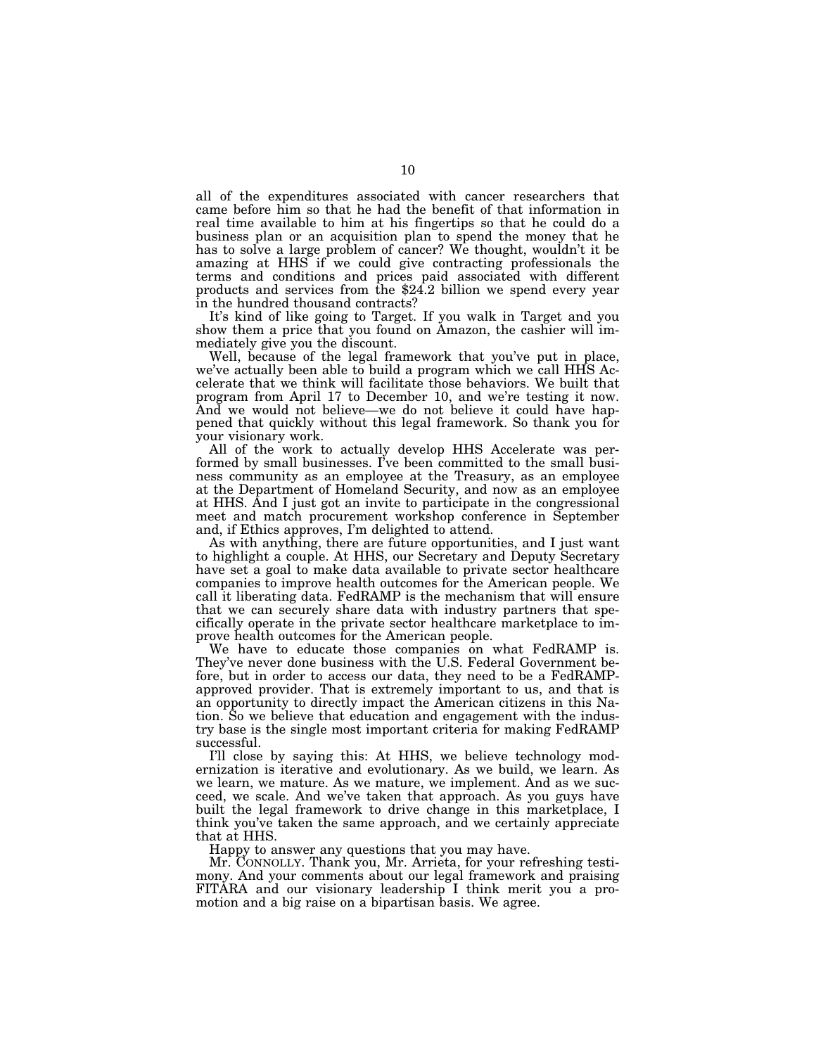all of the expenditures associated with cancer researchers that came before him so that he had the benefit of that information in real time available to him at his fingertips so that he could do a business plan or an acquisition plan to spend the money that he has to solve a large problem of cancer? We thought, wouldn't it be amazing at HHS if we could give contracting professionals the terms and conditions and prices paid associated with different products and services from the $24.2 billion we spend every year in the hundred thousand contracts?

It's kind of like going to Target. If you walk in Target and you show them a price that you found on Amazon, the cashier will immediately give you the discount.

Well, because of the legal framework that you've put in place, we've actually been able to build a program which we call HHS Accelerate that we think will facilitate those behaviors. We built that program from April 17 to December 10, and we're testing it now. And we would not believe—we do not believe it could have happened that quickly without this legal framework. So thank you for your visionary work.

All of the work to actually develop HHS Accelerate was performed by small businesses. I've been committed to the small business community as an employee at the Treasury, as an employee at the Department of Homeland Security, and now as an employee at HHS. And I just got an invite to participate in the congressional meet and match procurement workshop conference in September and, if Ethics approves, I'm delighted to attend.

As with anything, there are future opportunities, and I just want to highlight a couple. At HHS, our Secretary and Deputy Secretary have set a goal to make data available to private sector healthcare companies to improve health outcomes for the American people. We call it liberating data. FedRAMP is the mechanism that will ensure that we can securely share data with industry partners that specifically operate in the private sector healthcare marketplace to improve health outcomes for the American people.

We have to educate those companies on what FedRAMP is. They've never done business with the U.S. Federal Government before, but in order to access our data, they need to be a FedRAMP-approved provider. That is extremely important to us, and that is an opportunity to directly impact the American citizens in this Nation. So we believe that education and engagement with the industry base is the single most important criteria for making FedRAMP successful.

I'll close by saying this: At HHS, we believe technology modernization is iterative and evolutionary. As we build, we learn. As we learn, we mature. As we mature, we implement. And as we succeed, we scale. And we've taken that approach. As you guys have built the legal framework to drive change in this marketplace, I think you've taken the same approach, and we certainly appreciate that at HHS.

Happy to answer any questions that you may have.

Mr. CONNOLLY. Thank you, Mr. Arrieta, for your refreshing testimony. And your comments about our legal framework and praising FITARA and our visionary leadership I think merit you a promotion and a big raise on a bipartisan basis. We agree.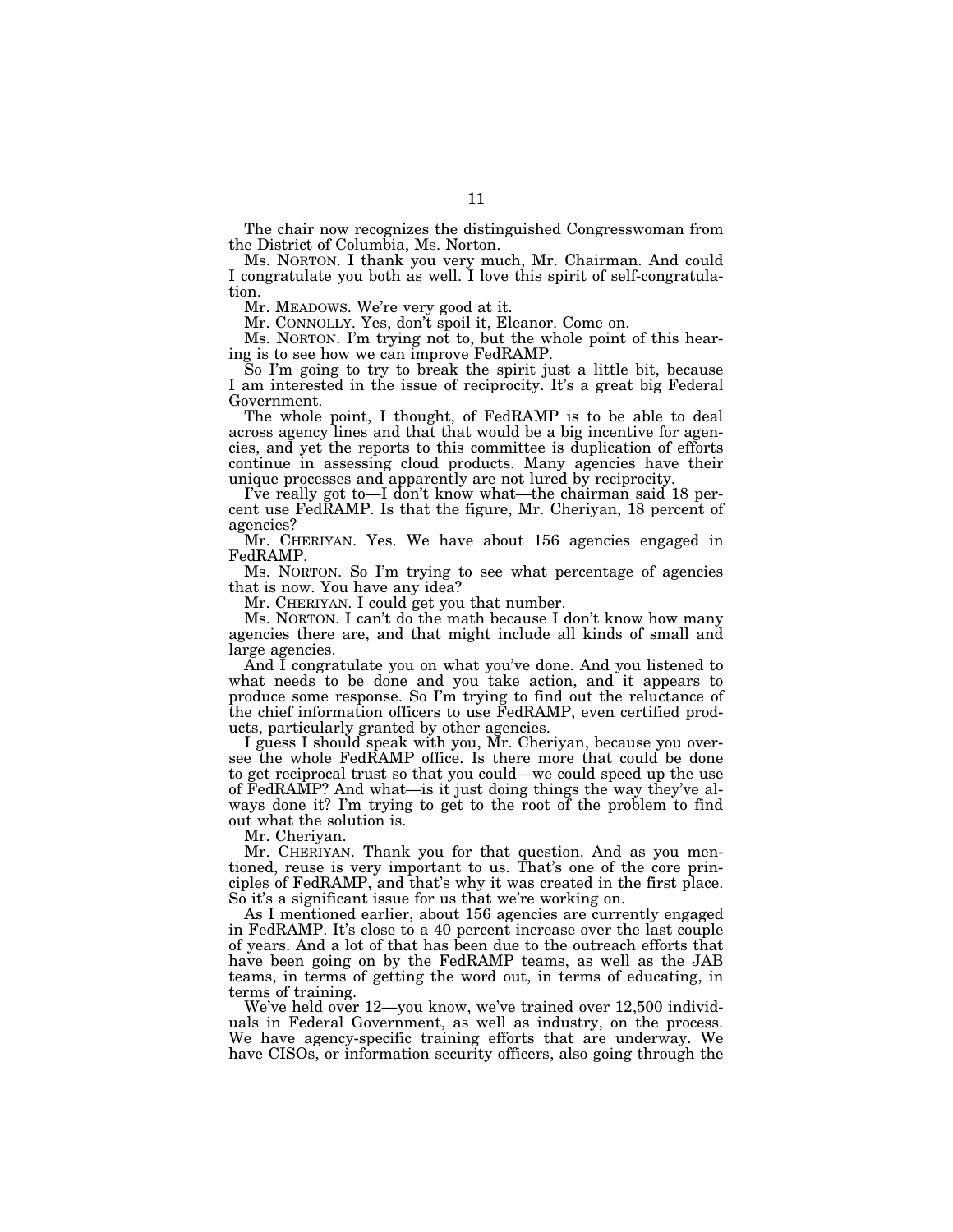The chair now recognizes the distinguished Congresswoman from the District of Columbia, Ms. Norton.

Ms. NORTON. I thank you very much, Mr. Chairman. And could I congratulate you both as well. I love this spirit of self-congratulation.

Mr. MEADOWS. We're very good at it.

Mr. CONNOLLY. Yes, don't spoil it, Eleanor. Come on.

Ms. NORTON. I'm trying not to, but the whole point of this hearing is to see how we can improve FedRAMP.

So I'm going to try to break the spirit just a little bit, because I am interested in the issue of reciprocity. It's a great big Federal Government.

The whole point, I thought, of FedRAMP is to be able to deal across agency lines and that that would be a big incentive for agencies, and yet the reports to this committee is duplication of efforts continue in assessing cloud products. Many agencies have their unique processes and apparently are not lured by reciprocity.

I've really got to—I don't know what—the chairman said 18 percent use FedRAMP. Is that the figure, Mr. Cheriyan, 18 percent of agencies?

Mr. CHERIYAN. Yes. We have about 156 agencies engaged in FedRAMP.

Ms. NORTON. So I'm trying to see what percentage of agencies that is now. You have any idea?

Mr. CHERIYAN. I could get you that number.

Ms. NORTON. I can't do the math because I don't know how many agencies there are, and that might include all kinds of small and large agencies.

And I congratulate you on what you've done. And you listened to what needs to be done and you take action, and it appears to produce some response. So I'm trying to find out the reluctance of the chief information officers to use FedRAMP, even certified products, particularly granted by other agencies.

I guess I should speak with you, Mr. Cheriyan, because you oversee the whole FedRAMP office. Is there more that could be done to get reciprocal trust so that you could—we could speed up the use of FedRAMP? And what—is it just doing things the way they've always done it? I'm trying to get to the root of the problem to find out what the solution is.

Mr. Cheriyan.

Mr. CHERIYAN. Thank you for that question. And as you mentioned, reuse is very important to us. That's one of the core principles of FedRAMP, and that's why it was created in the first place. So it's a significant issue for us that we're working on.

As I mentioned earlier, about 156 agencies are currently engaged in FedRAMP. It's close to a 40 percent increase over the last couple of years. And a lot of that has been due to the outreach efforts that have been going on by the FedRAMP teams, as well as the JAB teams, in terms of getting the word out, in terms of educating, in terms of training.

We've held over 12—you know, we've trained over 12,500 individuals in Federal Government, as well as industry, on the process. We have agency-specific training efforts that are underway. We have CISOs, or information security officers, also going through the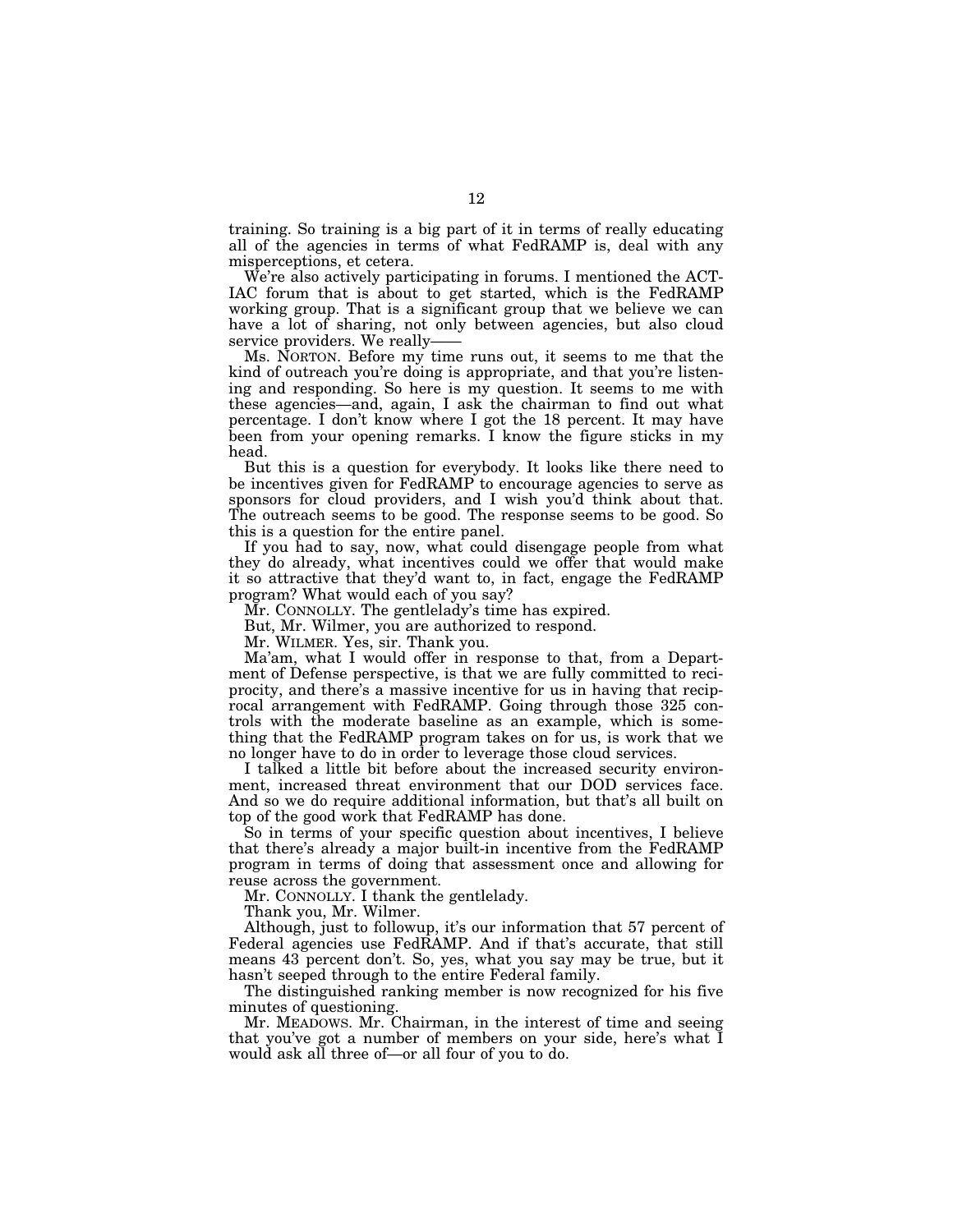training. So training is a big part of it in terms of really educating all of the agencies in terms of what FedRAMP is, deal with any misperceptions, et cetera.

We're also actively participating in forums. I mentioned the ACT-IAC forum that is about to get started, which is the FedRAMP working group. That is a significant group that we believe we can have a lot of sharing, not only between agencies, but also cloud service providers. We really——

Ms. NORTON. Before my time runs out, it seems to me that the kind of outreach you're doing is appropriate, and that you're listening and responding. So here is my question. It seems to me with these agencies—and, again, I ask the chairman to find out what percentage. I don't know where I got the 18 percent. It may have been from your opening remarks. I know the figure sticks in my head.

But this is a question for everybody. It looks like there need to be incentives given for FedRAMP to encourage agencies to serve as sponsors for cloud providers, and I wish you'd think about that. The outreach seems to be good. The response seems to be good. So this is a question for the entire panel.

If you had to say, now, what could disengage people from what they do already, what incentives could we offer that would make it so attractive that they'd want to, in fact, engage the FedRAMP program? What would each of you say?

Mr. CONNOLLY. The gentlelady's time has expired.

But, Mr. Wilmer, you are authorized to respond.

Mr. WILMER. Yes, sir. Thank you.

Ma'am, what I would offer in response to that, from a Department of Defense perspective, is that we are fully committed to reciprocity, and there's a massive incentive for us in having that reciprocal arrangement with FedRAMP. Going through those 325 controls with the moderate baseline as an example, which is something that the FedRAMP program takes on for us, is work that we no longer have to do in order to leverage those cloud services.

I talked a little bit before about the increased security environment, increased threat environment that our DOD services face. And so we do require additional information, but that's all built on top of the good work that FedRAMP has done.

So in terms of your specific question about incentives, I believe that there's already a major built-in incentive from the FedRAMP program in terms of doing that assessment once and allowing for reuse across the government.

Mr. CONNOLLY. I thank the gentlelady.

Thank you, Mr. Wilmer.

Although, just to followup, it's our information that 57 percent of Federal agencies use FedRAMP. And if that's accurate, that still means 43 percent don't. So, yes, what you say may be true, but it hasn't seeped through to the entire Federal family.

The distinguished ranking member is now recognized for his five minutes of questioning.

Mr. MEADOWS. Mr. Chairman, in the interest of time and seeing that you've got a number of members on your side, here's what I would ask all three of—or all four of you to do.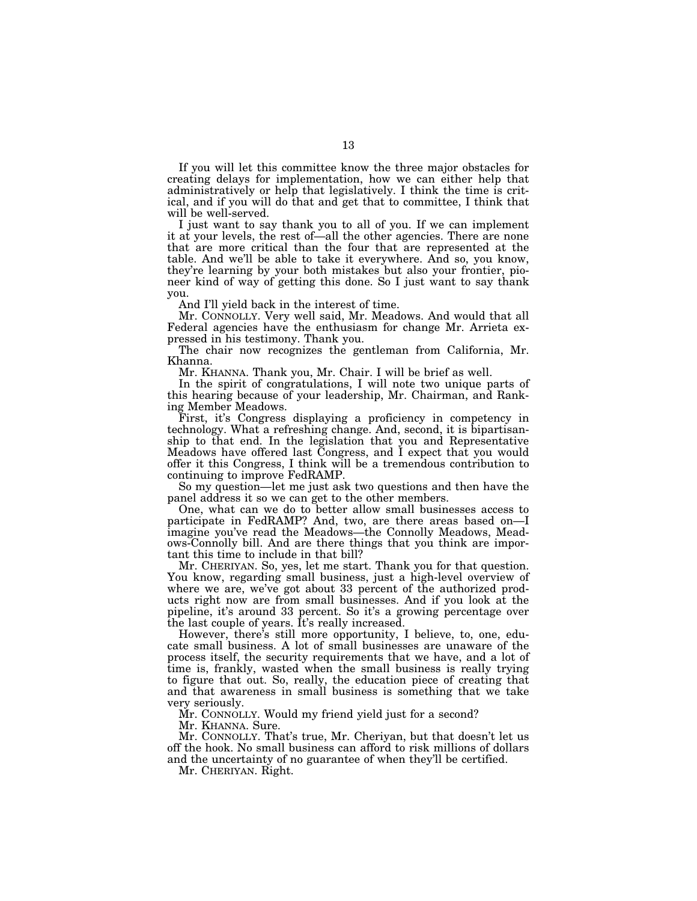If you will let this committee know the three major obstacles for creating delays for implementation, how we can either help that administratively or help that legislatively. I think the time is critical, and if you will do that and get that to committee, I think that will be well-served.

I just want to say thank you to all of you. If we can implement it at your levels, the rest of—all the other agencies. There are none that are more critical than the four that are represented at the table. And we'll be able to take it everywhere. And so, you know, they're learning by your both mistakes but also your frontier, pioneer kind of way of getting this done. So I just want to say thank you.

And I'll yield back in the interest of time.

Mr. CONNOLLY. Very well said, Mr. Meadows. And would that all Federal agencies have the enthusiasm for change Mr. Arrieta expressed in his testimony. Thank you.

The chair now recognizes the gentleman from California, Mr. Khanna.

Mr. KHANNA. Thank you, Mr. Chair. I will be brief as well.

In the spirit of congratulations, I will note two unique parts of this hearing because of your leadership, Mr. Chairman, and Ranking Member Meadows.

First, it's Congress displaying a proficiency in competency in technology. What a refreshing change. And, second, it is bipartisanship to that end. In the legislation that you and Representative Meadows have offered last Congress, and I expect that you would offer it this Congress, I think will be a tremendous contribution to continuing to improve FedRAMP.

So my question—let me just ask two questions and then have the panel address it so we can get to the other members.

One, what can we do to better allow small businesses access to participate in FedRAMP? And, two, are there areas based on—I imagine you've read the Meadows—the Connolly Meadows, Meadows-Connolly bill. And are there things that you think are important this time to include in that bill?

Mr. CHERIYAN. So, yes, let me start. Thank you for that question. You know, regarding small business, just a high-level overview of where we are, we've got about 33 percent of the authorized products right now are from small businesses. And if you look at the pipeline, it's around 33 percent. So it's a growing percentage over the last couple of years. It's really increased.

However, there's still more opportunity, I believe, to, one, educate small business. A lot of small businesses are unaware of the process itself, the security requirements that we have, and a lot of time is, frankly, wasted when the small business is really trying to figure that out. So, really, the education piece of creating that and that awareness in small business is something that we take very seriously.

Mr. CONNOLLY. Would my friend yield just for a second?

Mr. KHANNA. Sure.

Mr. CONNOLLY. That's true, Mr. Cheriyan, but that doesn't let us off the hook. No small business can afford to risk millions of dollars and the uncertainty of no guarantee of when they'll be certified.

Mr. CHERIYAN. Right.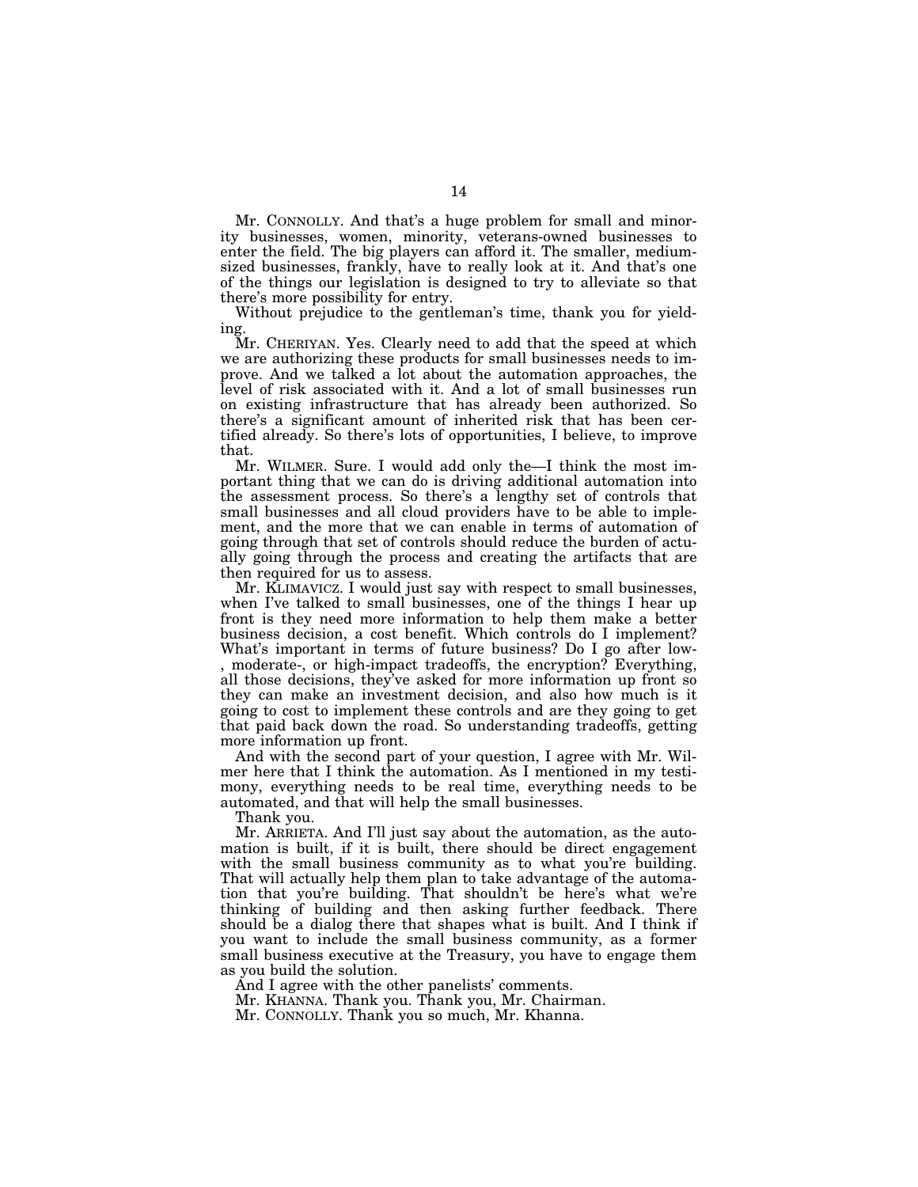Mr. CONNOLLY. And that's a huge problem for small and minority businesses, women, minority, veterans-owned businesses to enter the field. The big players can afford it. The smaller, medium-sized businesses, frankly, have to really look at it. And that's one of the things our legislation is designed to try to alleviate so that there's more possibility for entry.

Without prejudice to the gentleman's time, thank you for yielding.

Mr. CHERIYAN. Yes. Clearly need to add that the speed at which we are authorizing these products for small businesses needs to improve. And we talked a lot about the automation approaches, the level of risk associated with it. And a lot of small businesses run on existing infrastructure that has already been authorized. So there's a significant amount of inherited risk that has been certified already. So there's lots of opportunities, I believe, to improve that.

Mr. WILMER. Sure. I would add only the—I think the most important thing that we can do is driving additional automation into the assessment process. So there's a lengthy set of controls that small businesses and all cloud providers have to be able to implement, and the more that we can enable in terms of automation of going through that set of controls should reduce the burden of actually going through the process and creating the artifacts that are then required for us to assess.

Mr. KLIMAVICZ. I would just say with respect to small businesses, when I've talked to small businesses, one of the things I hear up front is they need more information to help them make a better business decision, a cost benefit. Which controls do I implement? What's important in terms of future business? Do I go after low-, moderate-, or high-impact tradeoffs, the encryption? Everything, all those decisions, they've asked for more information up front so they can make an investment decision, and also how much is it going to cost to implement these controls and are they going to get that paid back down the road. So understanding tradeoffs, getting more information up front.

And with the second part of your question, I agree with Mr. Wilmer here that I think the automation. As I mentioned in my testimony, everything needs to be real time, everything needs to be automated, and that will help the small businesses.

Thank you.

Mr. ARRIETA. And I'll just say about the automation, as the automation is built, if it is built, there should be direct engagement with the small business community as to what you're building. That will actually help them plan to take advantage of the automation that you're building. That shouldn't be here's what we're thinking of building and then asking further feedback. There should be a dialog there that shapes what is built. And I think if you want to include the small business community, as a former small business executive at the Treasury, you have to engage them as you build the solution.

And I agree with the other panelists' comments.

Mr. KHANNA. Thank you. Thank you, Mr. Chairman.

Mr. CONNOLLY. Thank you so much, Mr. Khanna.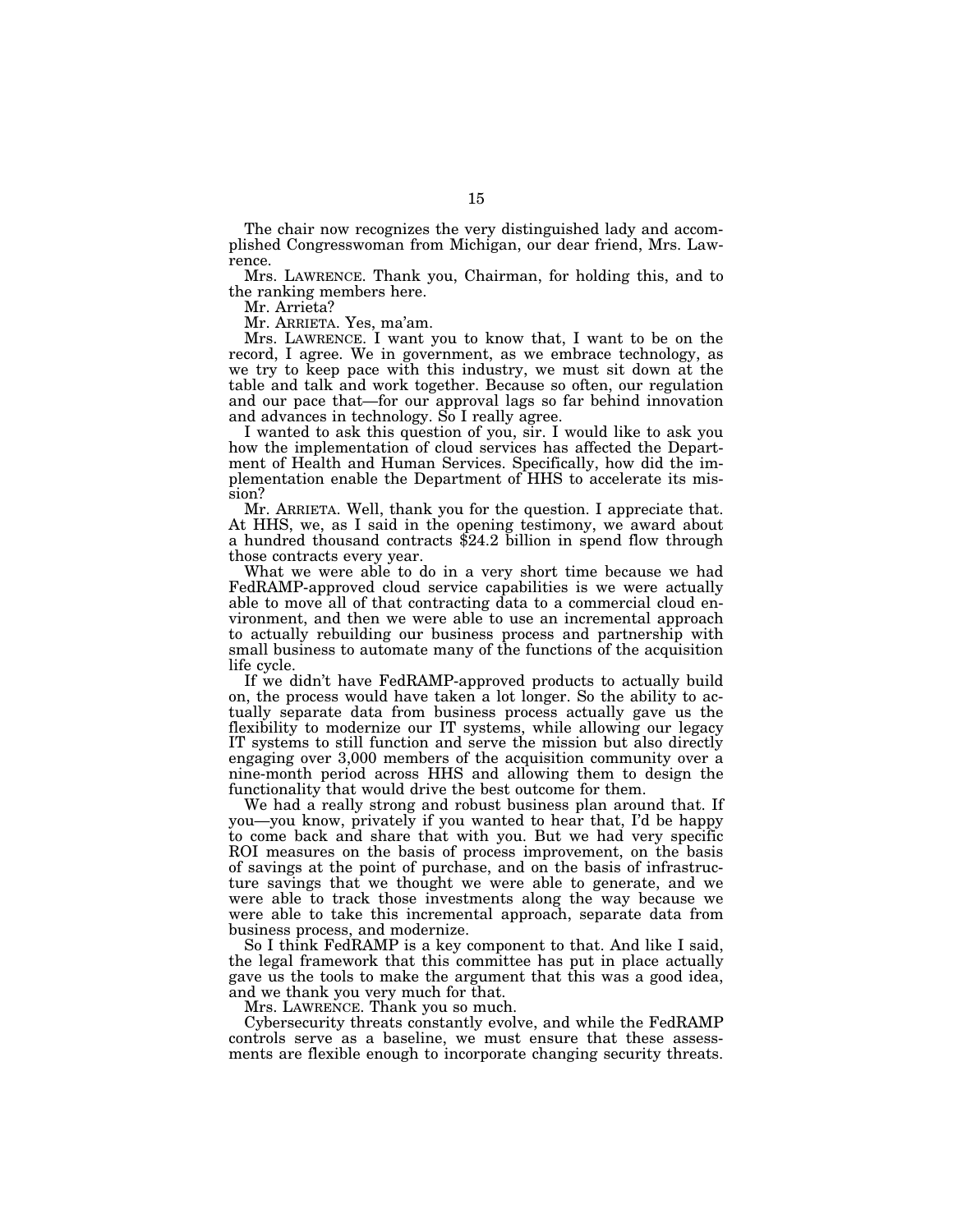The chair now recognizes the very distinguished lady and accomplished Congresswoman from Michigan, our dear friend, Mrs. Lawrence.

Mrs. LAWRENCE. Thank you, Chairman, for holding this, and to the ranking members here.

Mr. Arrieta?

Mr. ARRIETA. Yes, ma'am.

Mrs. LAWRENCE. I want you to know that, I want to be on the record, I agree. We in government, as we embrace technology, as we try to keep pace with this industry, we must sit down at the table and talk and work together. Because so often, our regulation and our pace that—for our approval lags so far behind innovation and advances in technology. So I really agree.

I wanted to ask this question of you, sir. I would like to ask you how the implementation of cloud services has affected the Department of Health and Human Services. Specifically, how did the implementation enable the Department of HHS to accelerate its mission?

Mr. ARRIETA. Well, thank you for the question. I appreciate that. At HHS, we, as I said in the opening testimony, we award about a hundred thousand contracts $24.2 billion in spend flow through those contracts every year.

What we were able to do in a very short time because we had FedRAMP-approved cloud service capabilities is we were actually able to move all of that contracting data to a commercial cloud environment, and then we were able to use an incremental approach to actually rebuilding our business process and partnership with small business to automate many of the functions of the acquisition life cycle.

If we didn't have FedRAMP-approved products to actually build on, the process would have taken a lot longer. So the ability to actually separate data from business process actually gave us the flexibility to modernize our IT systems, while allowing our legacy IT systems to still function and serve the mission but also directly engaging over 3,000 members of the acquisition community over a nine-month period across HHS and allowing them to design the functionality that would drive the best outcome for them.

We had a really strong and robust business plan around that. If you—you know, privately if you wanted to hear that, I'd be happy to come back and share that with you. But we had very specific ROI measures on the basis of process improvement, on the basis of savings at the point of purchase, and on the basis of infrastructure savings that we thought we were able to generate, and we were able to track those investments along the way because we were able to take this incremental approach, separate data from business process, and modernize.

So I think FedRAMP is a key component to that. And like I said, the legal framework that this committee has put in place actually gave us the tools to make the argument that this was a good idea, and we thank you very much for that.

Mrs. LAWRENCE. Thank you so much.

Cybersecurity threats constantly evolve, and while the FedRAMP controls serve as a baseline, we must ensure that these assessments are flexible enough to incorporate changing security threats.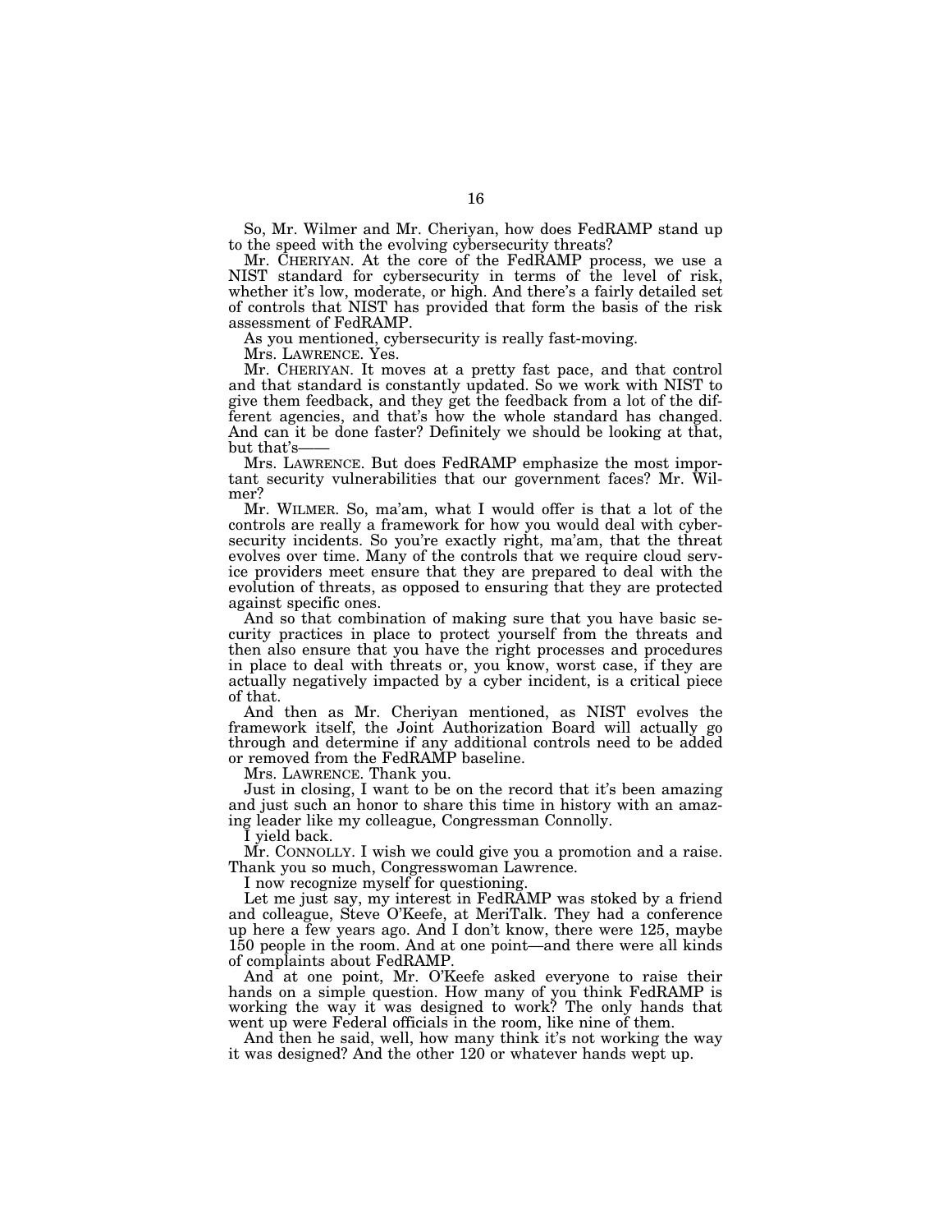So, Mr. Wilmer and Mr. Cheriyan, how does FedRAMP stand up to the speed with the evolving cybersecurity threats?

Mr. CHERIYAN. At the core of the FedRAMP process, we use a NIST standard for cybersecurity in terms of the level of risk, whether it's low, moderate, or high. And there's a fairly detailed set of controls that NIST has provided that form the basis of the risk assessment of FedRAMP.

As you mentioned, cybersecurity is really fast-moving.

Mrs. LAWRENCE. Yes.

Mr. CHERIYAN. It moves at a pretty fast pace, and that control and that standard is constantly updated. So we work with NIST to give them feedback, and they get the feedback from a lot of the different agencies, and that's how the whole standard has changed. And can it be done faster? Definitely we should be looking at that, but that's——

Mrs. LAWRENCE. But does FedRAMP emphasize the most important security vulnerabilities that our government faces? Mr. Wilmer?

Mr. WILMER. So, ma'am, what I would offer is that a lot of the controls are really a framework for how you would deal with cybersecurity incidents. So you're exactly right, ma'am, that the threat evolves over time. Many of the controls that we require cloud service providers meet ensure that they are prepared to deal with the evolution of threats, as opposed to ensuring that they are protected against specific ones.

And so that combination of making sure that you have basic security practices in place to protect yourself from the threats and then also ensure that you have the right processes and procedures in place to deal with threats or, you know, worst case, if they are actually negatively impacted by a cyber incident, is a critical piece of that.

And then as Mr. Cheriyan mentioned, as NIST evolves the framework itself, the Joint Authorization Board will actually go through and determine if any additional controls need to be added or removed from the FedRAMP baseline.

Mrs. LAWRENCE. Thank you.

Just in closing, I want to be on the record that it's been amazing and just such an honor to share this time in history with an amazing leader like my colleague, Congressman Connolly.

I yield back.

Mr. CONNOLLY. I wish we could give you a promotion and a raise. Thank you so much, Congresswoman Lawrence.

I now recognize myself for questioning.

Let me just say, my interest in FedRAMP was stoked by a friend and colleague, Steve O'Keefe, at MeriTalk. They had a conference up here a few years ago. And I don't know, there were 125, maybe 150 people in the room. And at one point—and there were all kinds of complaints about FedRAMP.

And at one point, Mr. O'Keefe asked everyone to raise their hands on a simple question. How many of you think FedRAMP is working the way it was designed to work? The only hands that went up were Federal officials in the room, like nine of them.

And then he said, well, how many think it's not working the way it was designed? And the other 120 or whatever hands wept up.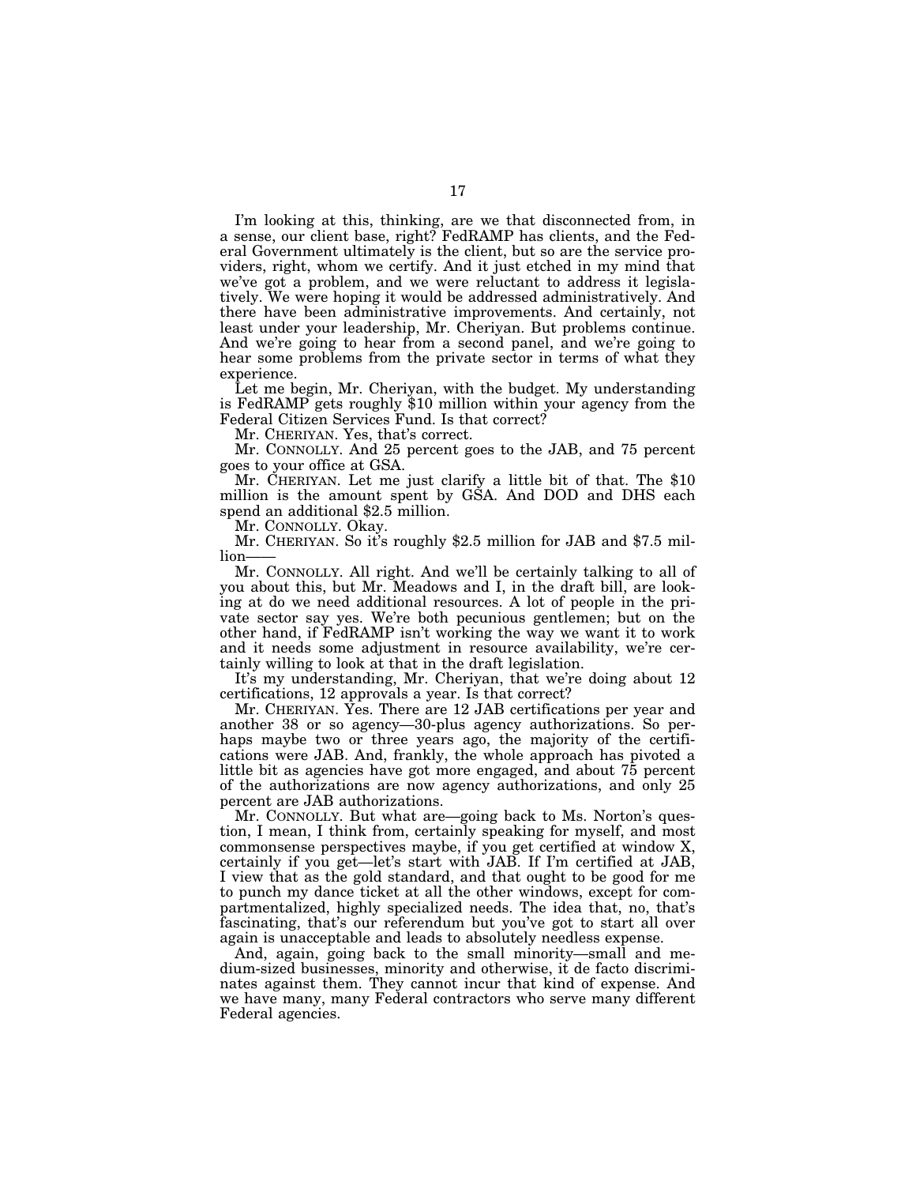I'm looking at this, thinking, are we that disconnected from, in a sense, our client base, right? FedRAMP has clients, and the Federal Government ultimately is the client, but so are the service providers, right, whom we certify. And it just etched in my mind that we've got a problem, and we were reluctant to address it legislatively. We were hoping it would be addressed administratively. And there have been administrative improvements. And certainly, not least under your leadership, Mr. Cheriyan. But problems continue. And we're going to hear from a second panel, and we're going to hear some problems from the private sector in terms of what they experience.

Let me begin, Mr. Cheriyan, with the budget. My understanding is FedRAMP gets roughly $10 million within your agency from the Federal Citizen Services Fund. Is that correct?

Mr. CHERIYAN. Yes, that's correct.

Mr. CONNOLLY. And 25 percent goes to the JAB, and 75 percent goes to your office at GSA.

Mr. CHERIYAN. Let me just clarify a little bit of that. The $10 million is the amount spent by GSA. And DOD and DHS each spend an additional $2.5 million.

Mr. CONNOLLY. Okay.

Mr. CHERIYAN. So it's roughly $2.5 million for JAB and $7.5 million——

Mr. CONNOLLY. All right. And we'll be certainly talking to all of you about this, but Mr. Meadows and I, in the draft bill, are looking at do we need additional resources. A lot of people in the private sector say yes. We're both pecunious gentlemen; but on the other hand, if FedRAMP isn't working the way we want it to work and it needs some adjustment in resource availability, we're certainly willing to look at that in the draft legislation.

It's my understanding, Mr. Cheriyan, that we're doing about 12 certifications, 12 approvals a year. Is that correct?

Mr. CHERIYAN. Yes. There are 12 JAB certifications per year and another 38 or so agency—30-plus agency authorizations. So perhaps maybe two or three years ago, the majority of the certifications were JAB. And, frankly, the whole approach has pivoted a little bit as agencies have got more engaged, and about 75 percent of the authorizations are now agency authorizations, and only 25 percent are JAB authorizations.

Mr. CONNOLLY. But what are—going back to Ms. Norton's question, I mean, I think from, certainly speaking for myself, and most commonsense perspectives maybe, if you get certified at window X, certainly if you get—let's start with JAB. If I'm certified at JAB, I view that as the gold standard, and that ought to be good for me to punch my dance ticket at all the other windows, except for compartmentalized, highly specialized needs. The idea that, no, that's fascinating, that's our referendum but you've got to start all over again is unacceptable and leads to absolutely needless expense.

And, again, going back to the small minority—small and medium-sized businesses, minority and otherwise, it de facto discriminates against them. They cannot incur that kind of expense. And we have many, many Federal contractors who serve many different Federal agencies.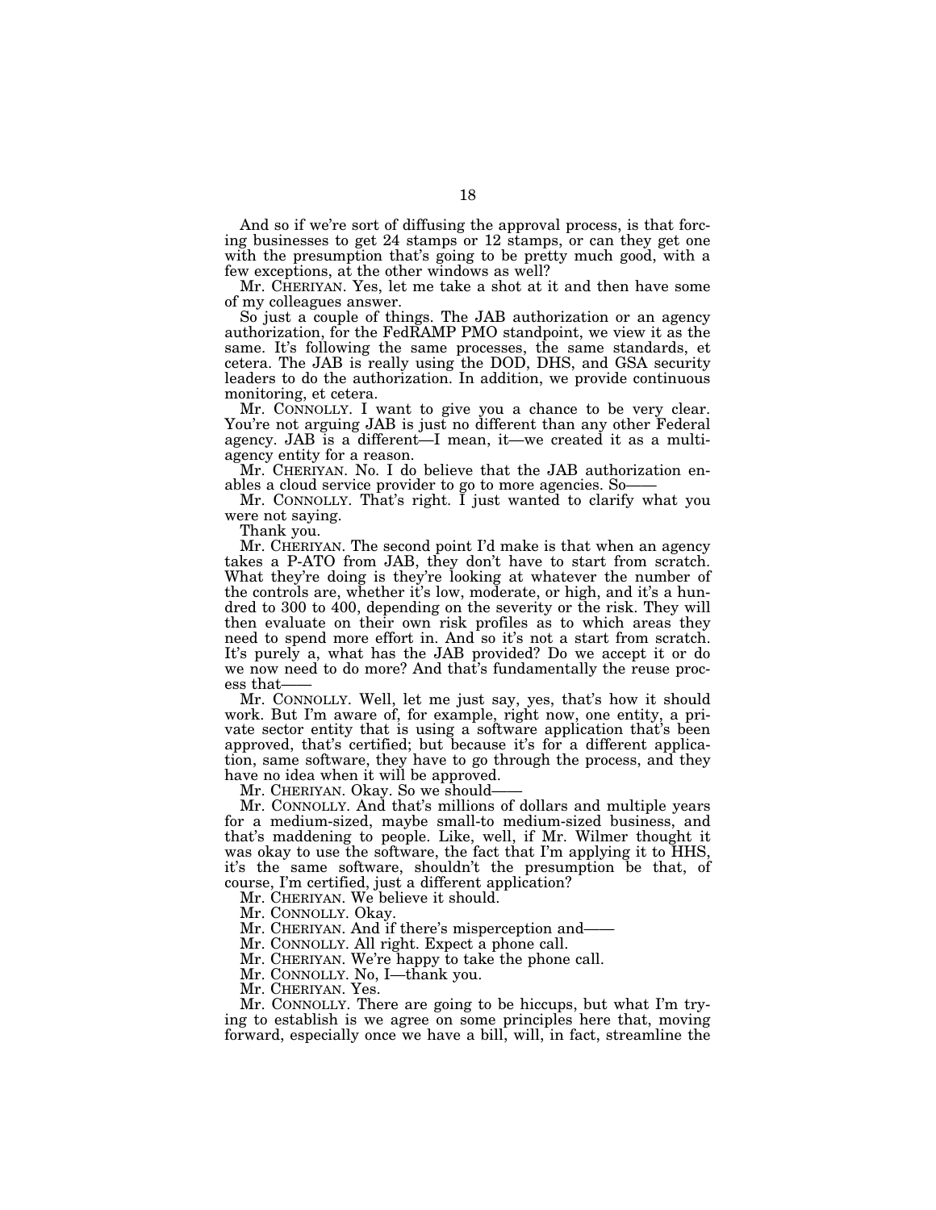And so if we're sort of diffusing the approval process, is that forcing businesses to get 24 stamps or 12 stamps, or can they get one with the presumption that's going to be pretty much good, with a few exceptions, at the other windows as well?

Mr. CHERIYAN. Yes, let me take a shot at it and then have some of my colleagues answer.

So just a couple of things. The JAB authorization or an agency authorization, for the FedRAMP PMO standpoint, we view it as the same. It's following the same processes, the same standards, et cetera. The JAB is really using the DOD, DHS, and GSA security leaders to do the authorization. In addition, we provide continuous monitoring, et cetera.

Mr. CONNOLLY. I want to give you a chance to be very clear. You're not arguing JAB is just no different than any other Federal agency. JAB is a different—I mean, it—we created it as a multi-agency entity for a reason.

Mr. CHERIYAN. No. I do believe that the JAB authorization enables a cloud service provider to go to more agencies. So——

Mr. CONNOLLY. That's right. I just wanted to clarify what you were not saying.

Thank you.

Mr. CHERIYAN. The second point I'd make is that when an agency takes a P-ATO from JAB, they don't have to start from scratch. What they're doing is they're looking at whatever the number of the controls are, whether it's low, moderate, or high, and it's a hundred to 300 to 400, depending on the severity or the risk. They will then evaluate on their own risk profiles as to which areas they need to spend more effort in. And so it's not a start from scratch. It's purely a, what has the JAB provided? Do we accept it or do we now need to do more? And that's fundamentally the reuse process that——

Mr. CONNOLLY. Well, let me just say, yes, that's how it should work. But I'm aware of, for example, right now, one entity, a private sector entity that is using a software application that's been approved, that's certified; but because it's for a different application, same software, they have to go through the process, and they have no idea when it will be approved.

Mr. CHERIYAN. Okay. So we should——

Mr. CONNOLLY. And that's millions of dollars and multiple years for a medium-sized, maybe small-to medium-sized business, and that's maddening to people. Like, well, if Mr. Wilmer thought it was okay to use the software, the fact that I'm applying it to HHS, it's the same software, shouldn't the presumption be that, of course, I'm certified, just a different application?

Mr. CHERIYAN. We believe it should.

Mr. CONNOLLY. Okay.

Mr. CHERIYAN. And if there's misperception and——

Mr. CONNOLLY. All right. Expect a phone call.

Mr. CHERIYAN. We're happy to take the phone call.

Mr. CONNOLLY. No, I—thank you.

Mr. CHERIYAN. Yes.

Mr. CONNOLLY. There are going to be hiccups, but what I'm trying to establish is we agree on some principles here that, moving forward, especially once we have a bill, will, in fact, streamline the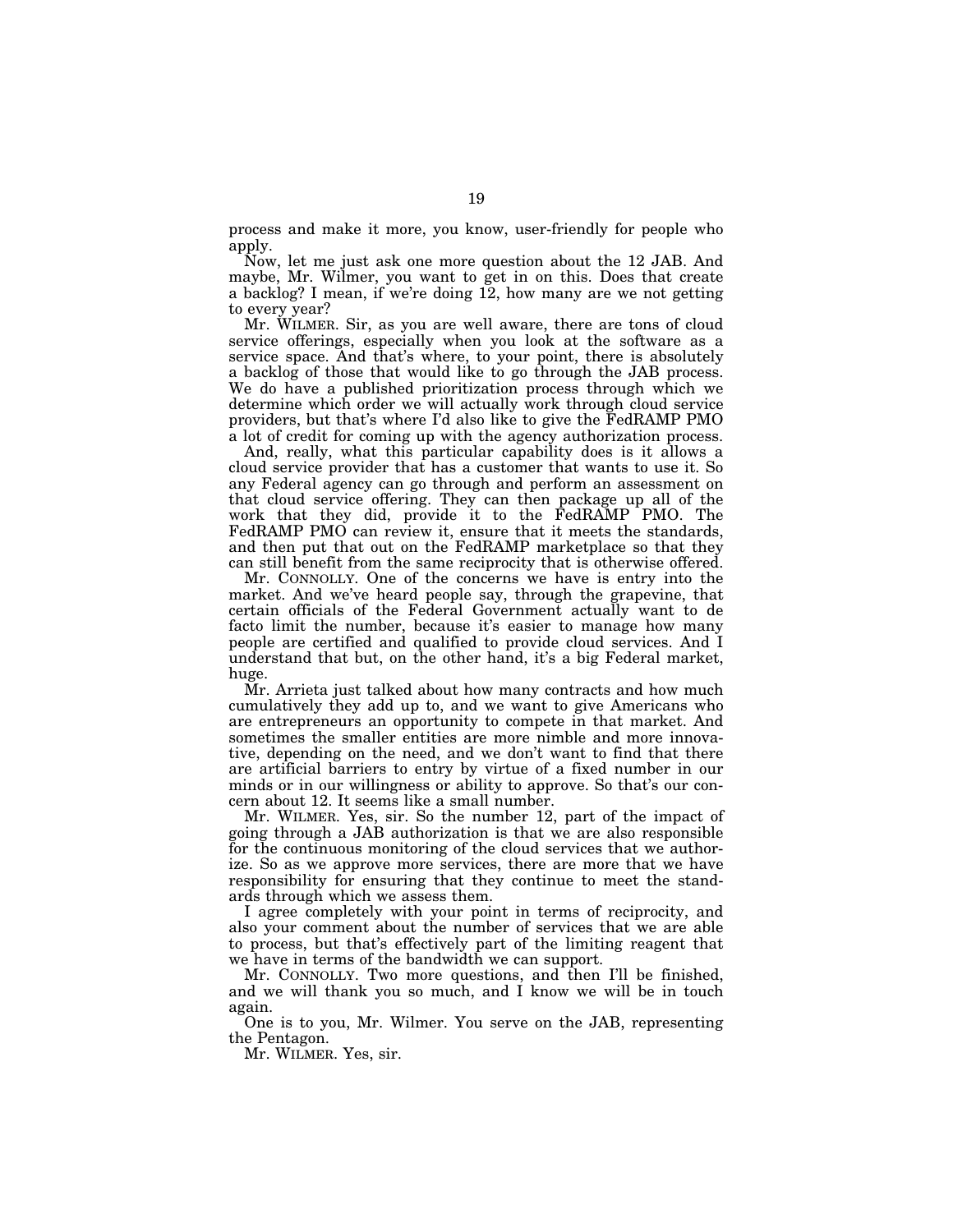process and make it more, you know, user-friendly for people who apply.

Now, let me just ask one more question about the 12 JAB. And maybe, Mr. Wilmer, you want to get in on this. Does that create a backlog? I mean, if we're doing 12, how many are we not getting to every year?

Mr. WILMER. Sir, as you are well aware, there are tons of cloud service offerings, especially when you look at the software as a service space. And that's where, to your point, there is absolutely a backlog of those that would like to go through the JAB process. We do have a published prioritization process through which we determine which order we will actually work through cloud service providers, but that's where I'd also like to give the FedRAMP PMO a lot of credit for coming up with the agency authorization process.

And, really, what this particular capability does is it allows a cloud service provider that has a customer that wants to use it. So any Federal agency can go through and perform an assessment on that cloud service offering. They can then package up all of the work that they did, provide it to the FedRAMP PMO. The FedRAMP PMO can review it, ensure that it meets the standards, and then put that out on the FedRAMP marketplace so that they can still benefit from the same reciprocity that is otherwise offered.

Mr. CONNOLLY. One of the concerns we have is entry into the market. And we've heard people say, through the grapevine, that certain officials of the Federal Government actually want to de facto limit the number, because it's easier to manage how many people are certified and qualified to provide cloud services. And I understand that but, on the other hand, it's a big Federal market, huge.

Mr. Arrieta just talked about how many contracts and how much cumulatively they add up to, and we want to give Americans who are entrepreneurs an opportunity to compete in that market. And sometimes the smaller entities are more nimble and more innovative, depending on the need, and we don't want to find that there are artificial barriers to entry by virtue of a fixed number in our minds or in our willingness or ability to approve. So that's our concern about 12. It seems like a small number.

Mr. WILMER. Yes, sir. So the number 12, part of the impact of going through a JAB authorization is that we are also responsible for the continuous monitoring of the cloud services that we authorize. So as we approve more services, there are more that we have responsibility for ensuring that they continue to meet the standards through which we assess them.

I agree completely with your point in terms of reciprocity, and also your comment about the number of services that we are able to process, but that's effectively part of the limiting reagent that we have in terms of the bandwidth we can support.

Mr. CONNOLLY. Two more questions, and then I'll be finished, and we will thank you so much, and I know we will be in touch again.

One is to you, Mr. Wilmer. You serve on the JAB, representing the Pentagon.

Mr. WILMER. Yes, sir.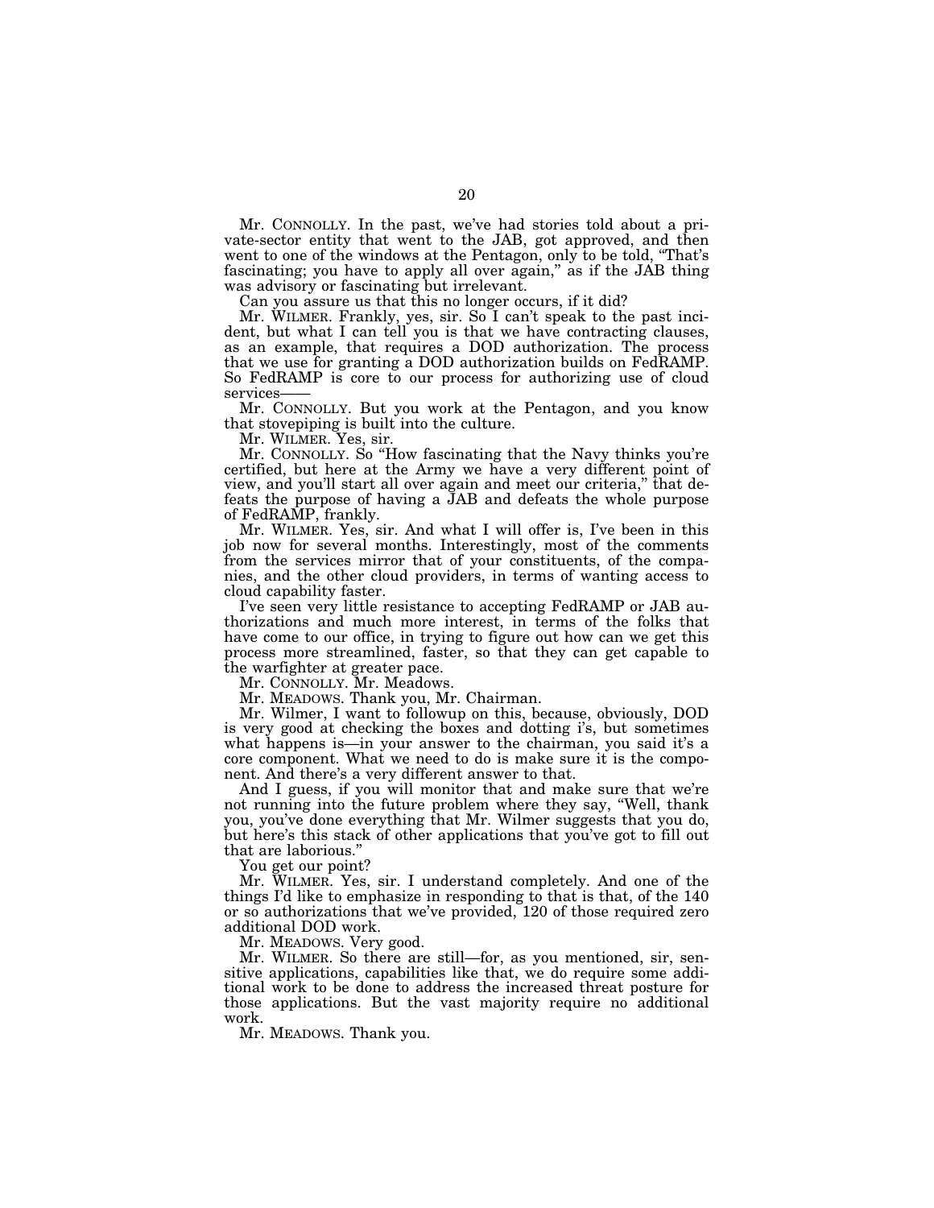Mr. CONNOLLY. In the past, we've had stories told about a private-sector entity that went to the JAB, got approved, and then went to one of the windows at the Pentagon, only to be told, "That's fascinating; you have to apply all over again," as if the JAB thing was advisory or fascinating but irrelevant.

Can you assure us that this no longer occurs, if it did?

Mr. WILMER. Frankly, yes, sir. So I can't speak to the past incident, but what I can tell you is that we have contracting clauses, as an example, that requires a DOD authorization. The process that we use for granting a DOD authorization builds on FedRAMP. So FedRAMP is core to our process for authorizing use of cloud services——

Mr. CONNOLLY. But you work at the Pentagon, and you know that stovepiping is built into the culture.

Mr. WILMER. Yes, sir.

Mr. CONNOLLY. So "How fascinating that the Navy thinks you're certified, but here at the Army we have a very different point of view, and you'll start all over again and meet our criteria," that defeats the purpose of having a JAB and defeats the whole purpose of FedRAMP, frankly.

Mr. WILMER. Yes, sir. And what I will offer is, I've been in this job now for several months. Interestingly, most of the comments from the services mirror that of your constituents, of the companies, and the other cloud providers, in terms of wanting access to cloud capability faster.

I've seen very little resistance to accepting FedRAMP or JAB authorizations and much more interest, in terms of the folks that have come to our office, in trying to figure out how can we get this process more streamlined, faster, so that they can get capable to the warfighter at greater pace.

Mr. CONNOLLY. Mr. Meadows.

Mr. MEADOWS. Thank you, Mr. Chairman.

Mr. Wilmer, I want to followup on this, because, obviously, DOD is very good at checking the boxes and dotting i's, but sometimes what happens is—in your answer to the chairman, you said it's a core component. What we need to do is make sure it is the component. And there's a very different answer to that.

And I guess, if you will monitor that and make sure that we're not running into the future problem where they say, "Well, thank you, you've done everything that Mr. Wilmer suggests that you do, but here's this stack of other applications that you've got to fill out that are laborious."

You get our point?

Mr. WILMER. Yes, sir. I understand completely. And one of the things I'd like to emphasize in responding to that is that, of the 140 or so authorizations that we've provided, 120 of those required zero additional DOD work.

Mr. MEADOWS. Very good.

Mr. WILMER. So there are still—for, as you mentioned, sir, sensitive applications, capabilities like that, we do require some additional work to be done to address the increased threat posture for those applications. But the vast majority require no additional work.

Mr. MEADOWS. Thank you.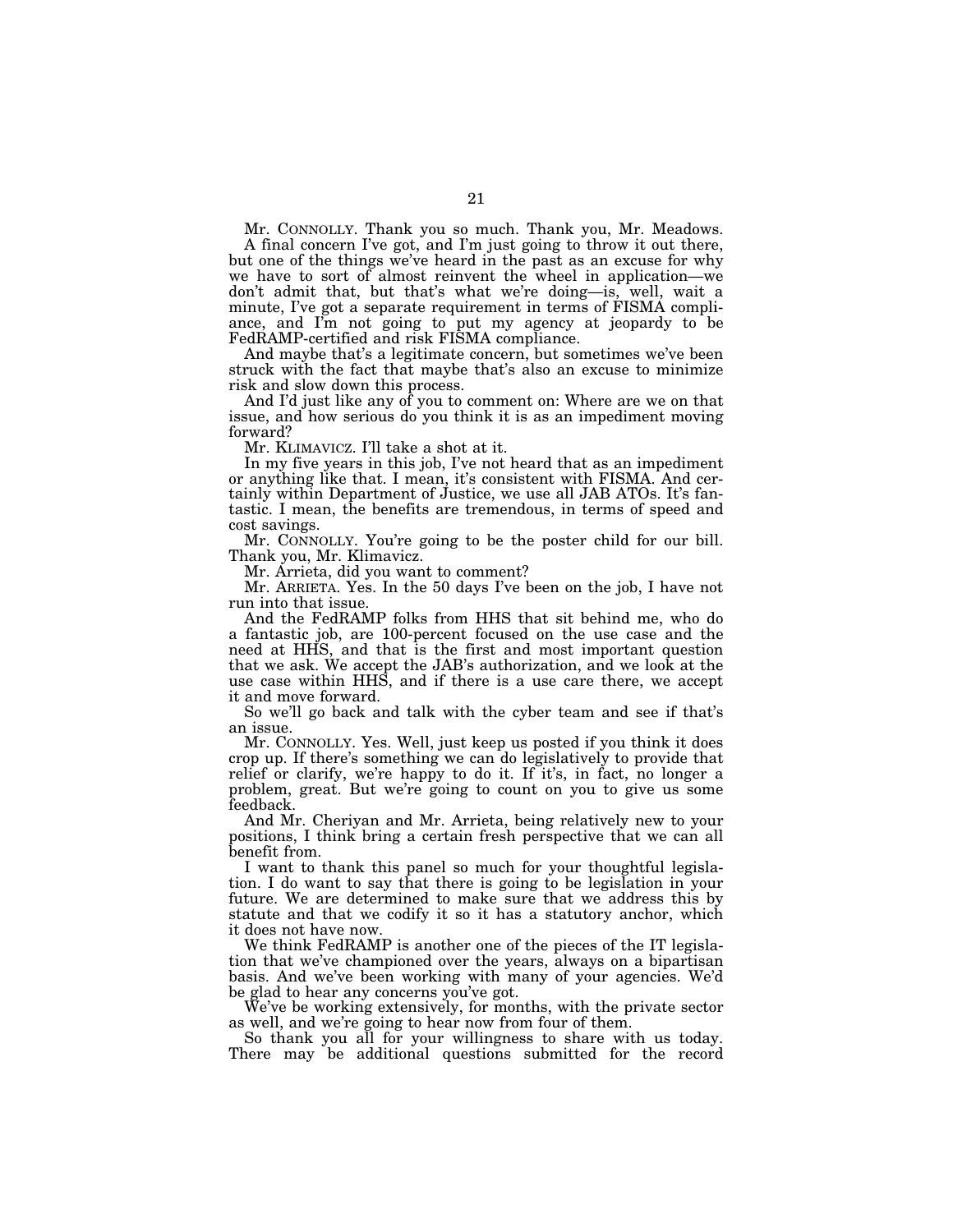Mr. CONNOLLY. Thank you so much. Thank you, Mr. Meadows.

A final concern I've got, and I'm just going to throw it out there, but one of the things we've heard in the past as an excuse for why we have to sort of almost reinvent the wheel in application—we don't admit that, but that's what we're doing—is, well, wait a minute, I've got a separate requirement in terms of FISMA compliance, and I'm not going to put my agency at jeopardy to be FedRAMP-certified and risk FISMA compliance.

And maybe that's a legitimate concern, but sometimes we've been struck with the fact that maybe that's also an excuse to minimize risk and slow down this process.

And I'd just like any of you to comment on: Where are we on that issue, and how serious do you think it is as an impediment moving forward?

Mr. KLIMAVICZ. I'll take a shot at it.

In my five years in this job, I've not heard that as an impediment or anything like that. I mean, it's consistent with FISMA. And certainly within Department of Justice, we use all JAB ATOs. It's fantastic. I mean, the benefits are tremendous, in terms of speed and cost savings.

Mr. CONNOLLY. You're going to be the poster child for our bill. Thank you, Mr. Klimavicz.

Mr. Arrieta, did you want to comment?

Mr. ARRIETA. Yes. In the 50 days I've been on the job, I have not run into that issue.

And the FedRAMP folks from HHS that sit behind me, who do a fantastic job, are 100-percent focused on the use case and the need at HHS, and that is the first and most important question that we ask. We accept the JAB's authorization, and we look at the use case within HHS, and if there is a use care there, we accept it and move forward.

So we'll go back and talk with the cyber team and see if that's an issue.

Mr. CONNOLLY. Yes. Well, just keep us posted if you think it does crop up. If there's something we can do legislatively to provide that relief or clarify, we're happy to do it. If it's, in fact, no longer a problem, great. But we're going to count on you to give us some feedback.

And Mr. Cheriyan and Mr. Arrieta, being relatively new to your positions, I think bring a certain fresh perspective that we can all benefit from.

I want to thank this panel so much for your thoughtful legislation. I do want to say that there is going to be legislation in your future. We are determined to make sure that we address this by statute and that we codify it so it has a statutory anchor, which it does not have now.

We think FedRAMP is another one of the pieces of the IT legislation that we've championed over the years, always on a bipartisan basis. And we've been working with many of your agencies. We'd be glad to hear any concerns you've got.

We've be working extensively, for months, with the private sector as well, and we're going to hear now from four of them.

So thank you all for your willingness to share with us today. There may be additional questions submitted for the record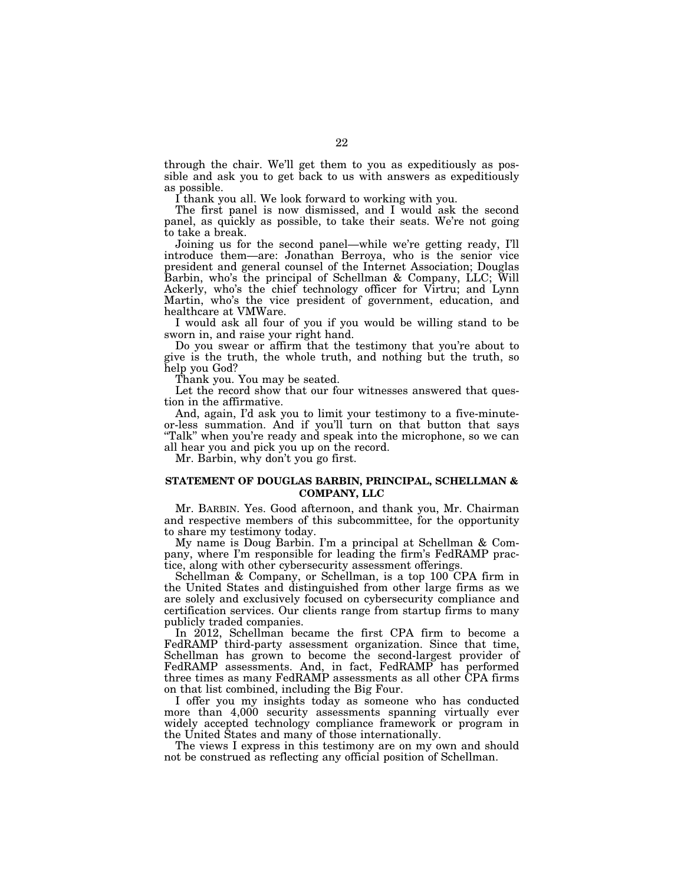through the chair. We'll get them to you as expeditiously as possible and ask you to get back to us with answers as expeditiously as possible.

I thank you all. We look forward to working with you.

The first panel is now dismissed, and I would ask the second panel, as quickly as possible, to take their seats. We're not going to take a break.

Joining us for the second panel—while we're getting ready, I'll introduce them—are: Jonathan Berroya, who is the senior vice president and general counsel of the Internet Association; Douglas Barbin, who's the principal of Schellman & Company, LLC; Will Ackerly, who's the chief technology officer for Virtru; and Lynn Martin, who's the vice president of government, education, and healthcare at VMWare.

I would ask all four of you if you would be willing stand to be sworn in, and raise your right hand.

Do you swear or affirm that the testimony that you're about to give is the truth, the whole truth, and nothing but the truth, so help you God?

Thank you. You may be seated.

Let the record show that our four witnesses answered that question in the affirmative.

And, again, I'd ask you to limit your testimony to a five-minute-or-less summation. And if you'll turn on that button that says "Talk" when you're ready and speak into the microphone, so we can all hear you and pick you up on the record.

Mr. Barbin, why don't you go first.

## STATEMENT OF DOUGLAS BARBIN, PRINCIPAL, SCHELLMAN & COMPANY, LLC

Mr. BARBIN. Yes. Good afternoon, and thank you, Mr. Chairman and respective members of this subcommittee, for the opportunity to share my testimony today.

My name is Doug Barbin. I'm a principal at Schellman & Company, where I'm responsible for leading the firm's FedRAMP practice, along with other cybersecurity assessment offerings.

Schellman & Company, or Schellman, is a top 100 CPA firm in the United States and distinguished from other large firms as we are solely and exclusively focused on cybersecurity compliance and certification services. Our clients range from startup firms to many publicly traded companies.

In 2012, Schellman became the first CPA firm to become a FedRAMP third-party assessment organization. Since that time, Schellman has grown to become the second-largest provider of FedRAMP assessments. And, in fact, FedRAMP has performed three times as many FedRAMP assessments as all other CPA firms on that list combined, including the Big Four.

I offer you my insights today as someone who has conducted more than 4,000 security assessments spanning virtually ever widely accepted technology compliance framework or program in the United States and many of those internationally.

The views I express in this testimony are on my own and should not be construed as reflecting any official position of Schellman.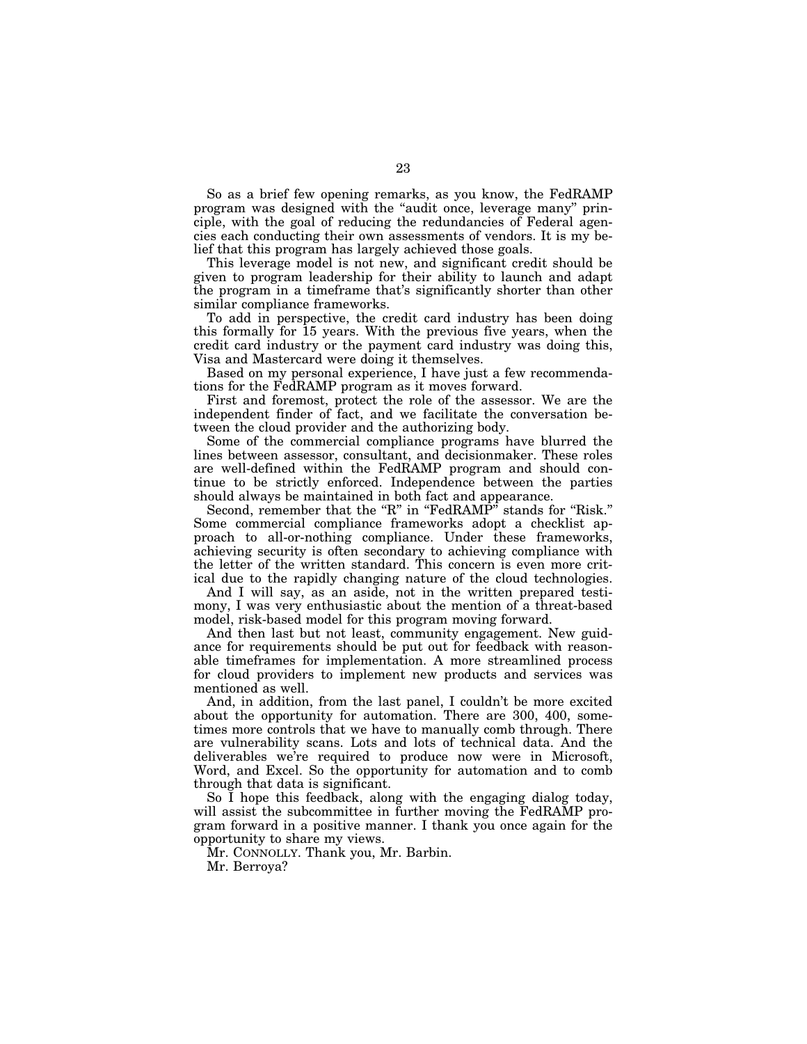So as a brief few opening remarks, as you know, the FedRAMP program was designed with the "audit once, leverage many" principle, with the goal of reducing the redundancies of Federal agencies each conducting their own assessments of vendors. It is my belief that this program has largely achieved those goals.

This leverage model is not new, and significant credit should be given to program leadership for their ability to launch and adapt the program in a timeframe that's significantly shorter than other similar compliance frameworks.

To add in perspective, the credit card industry has been doing this formally for 15 years. With the previous five years, when the credit card industry or the payment card industry was doing this, Visa and Mastercard were doing it themselves.

Based on my personal experience, I have just a few recommendations for the FedRAMP program as it moves forward.

First and foremost, protect the role of the assessor. We are the independent finder of fact, and we facilitate the conversation between the cloud provider and the authorizing body.

Some of the commercial compliance programs have blurred the lines between assessor, consultant, and decisionmaker. These roles are well-defined within the FedRAMP program and should continue to be strictly enforced. Independence between the parties should always be maintained in both fact and appearance.

Second, remember that the "R" in "FedRAMP" stands for "Risk." Some commercial compliance frameworks adopt a checklist approach to all-or-nothing compliance. Under these frameworks, achieving security is often secondary to achieving compliance with the letter of the written standard. This concern is even more critical due to the rapidly changing nature of the cloud technologies.

And I will say, as an aside, not in the written prepared testimony, I was very enthusiastic about the mention of a threat-based model, risk-based model for this program moving forward.

And then last but not least, community engagement. New guidance for requirements should be put out for feedback with reasonable timeframes for implementation. A more streamlined process for cloud providers to implement new products and services was mentioned as well.

And, in addition, from the last panel, I couldn't be more excited about the opportunity for automation. There are 300, 400, sometimes more controls that we have to manually comb through. There are vulnerability scans. Lots and lots of technical data. And the deliverables we're required to produce now were in Microsoft, Word, and Excel. So the opportunity for automation and to comb through that data is significant.

So I hope this feedback, along with the engaging dialog today, will assist the subcommittee in further moving the FedRAMP program forward in a positive manner. I thank you once again for the opportunity to share my views.

Mr. CONNOLLY. Thank you, Mr. Barbin.

Mr. Berroya?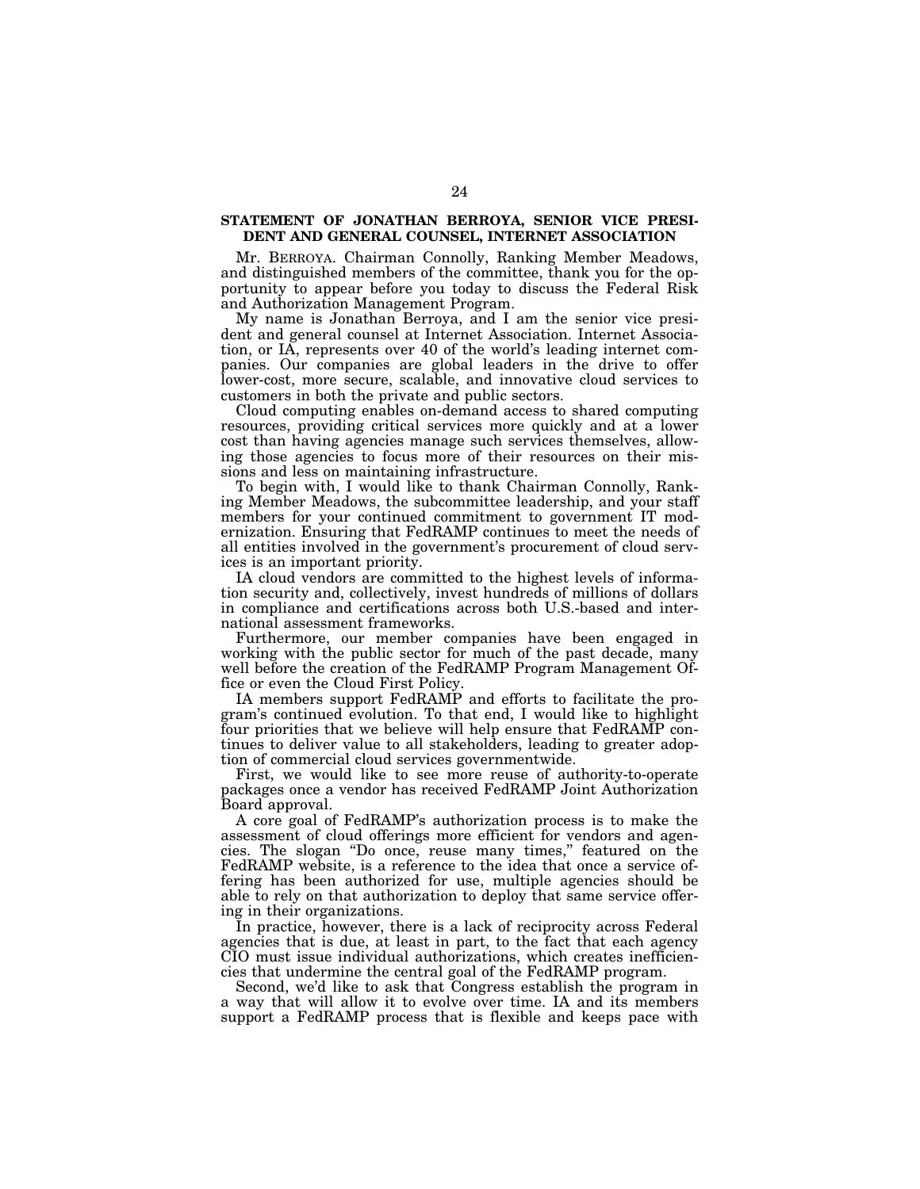**STATEMENT OF JONATHAN BERROYA, SENIOR VICE PRESIDENT AND GENERAL COUNSEL, INTERNET ASSOCIATION**

Mr. BERROYA. Chairman Connolly, Ranking Member Meadows, and distinguished members of the committee, thank you for the opportunity to appear before you today to discuss the Federal Risk and Authorization Management Program.

My name is Jonathan Berroya, and I am the senior vice president and general counsel at Internet Association. Internet Association, or IA, represents over 40 of the world's leading internet companies. Our companies are global leaders in the drive to offer lower-cost, more secure, scalable, and innovative cloud services to customers in both the private and public sectors.

Cloud computing enables on-demand access to shared computing resources, providing critical services more quickly and at a lower cost than having agencies manage such services themselves, allowing those agencies to focus more of their resources on their missions and less on maintaining infrastructure.

To begin with, I would like to thank Chairman Connolly, Ranking Member Meadows, the subcommittee leadership, and your staff members for your continued commitment to government IT modernization. Ensuring that FedRAMP continues to meet the needs of all entities involved in the government's procurement of cloud services is an important priority.

IA cloud vendors are committed to the highest levels of information security and, collectively, invest hundreds of millions of dollars in compliance and certifications across both U.S.-based and international assessment frameworks.

Furthermore, our member companies have been engaged in working with the public sector for much of the past decade, many well before the creation of the FedRAMP Program Management Office or even the Cloud First Policy.

IA members support FedRAMP and efforts to facilitate the program's continued evolution. To that end, I would like to highlight four priorities that we believe will help ensure that FedRAMP continues to deliver value to all stakeholders, leading to greater adoption of commercial cloud services governmentwide.

First, we would like to see more reuse of authority-to-operate packages once a vendor has received FedRAMP Joint Authorization Board approval.

A core goal of FedRAMP's authorization process is to make the assessment of cloud offerings more efficient for vendors and agencies. The slogan "Do once, reuse many times," featured on the FedRAMP website, is a reference to the idea that once a service offering has been authorized for use, multiple agencies should be able to rely on that authorization to deploy that same service offering in their organizations.

In practice, however, there is a lack of reciprocity across Federal agencies that is due, at least in part, to the fact that each agency CIO must issue individual authorizations, which creates inefficiencies that undermine the central goal of the FedRAMP program.

Second, we'd like to ask that Congress establish the program in a way that will allow it to evolve over time. IA and its members support a FedRAMP process that is flexible and keeps pace with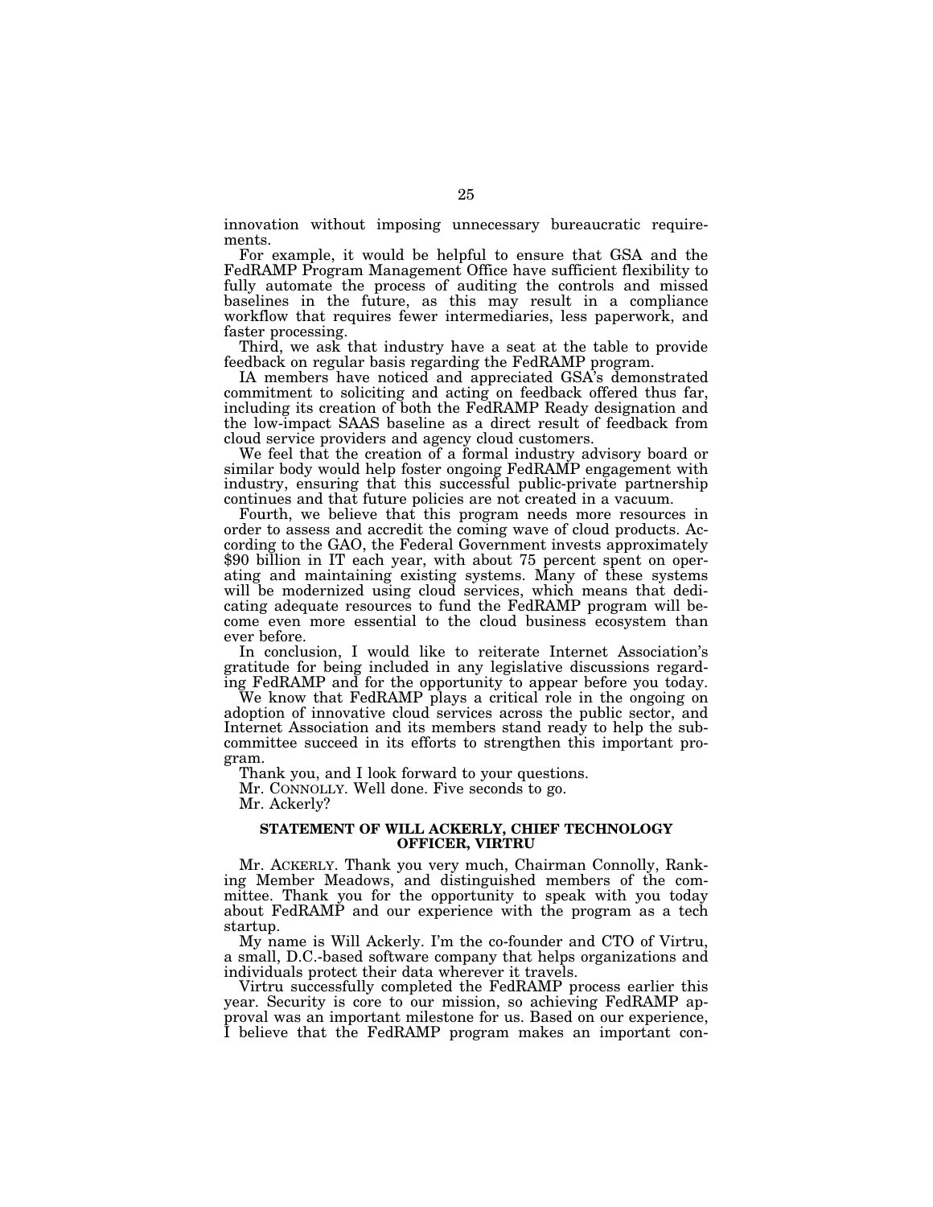innovation without imposing unnecessary bureaucratic requirements.

For example, it would be helpful to ensure that GSA and the FedRAMP Program Management Office have sufficient flexibility to fully automate the process of auditing the controls and missed baselines in the future, as this may result in a compliance workflow that requires fewer intermediaries, less paperwork, and faster processing.

Third, we ask that industry have a seat at the table to provide feedback on regular basis regarding the FedRAMP program.

IA members have noticed and appreciated GSA's demonstrated commitment to soliciting and acting on feedback offered thus far, including its creation of both the FedRAMP Ready designation and the low-impact SAAS baseline as a direct result of feedback from cloud service providers and agency cloud customers.

We feel that the creation of a formal industry advisory board or similar body would help foster ongoing FedRAMP engagement with industry, ensuring that this successful public-private partnership continues and that future policies are not created in a vacuum.

Fourth, we believe that this program needs more resources in order to assess and accredit the coming wave of cloud products. According to the GAO, the Federal Government invests approximately $90 billion in IT each year, with about 75 percent spent on operating and maintaining existing systems. Many of these systems will be modernized using cloud services, which means that dedicating adequate resources to fund the FedRAMP program will become even more essential to the cloud business ecosystem than ever before.

In conclusion, I would like to reiterate Internet Association's gratitude for being included in any legislative discussions regarding FedRAMP and for the opportunity to appear before you today.

We know that FedRAMP plays a critical role in the ongoing on adoption of innovative cloud services across the public sector, and Internet Association and its members stand ready to help the subcommittee succeed in its efforts to strengthen this important program.

Thank you, and I look forward to your questions.

Mr. CONNOLLY. Well done. Five seconds to go.

Mr. Ackerly?

## STATEMENT OF WILL ACKERLY, CHIEF TECHNOLOGY OFFICER, VIRTRU

Mr. ACKERLY. Thank you very much, Chairman Connolly, Ranking Member Meadows, and distinguished members of the committee. Thank you for the opportunity to speak with you today about FedRAMP and our experience with the program as a tech startup.

My name is Will Ackerly. I'm the co-founder and CTO of Virtru, a small, D.C.-based software company that helps organizations and individuals protect their data wherever it travels.

Virtru successfully completed the FedRAMP process earlier this year. Security is core to our mission, so achieving FedRAMP approval was an important milestone for us. Based on our experience, I believe that the FedRAMP program makes an important con-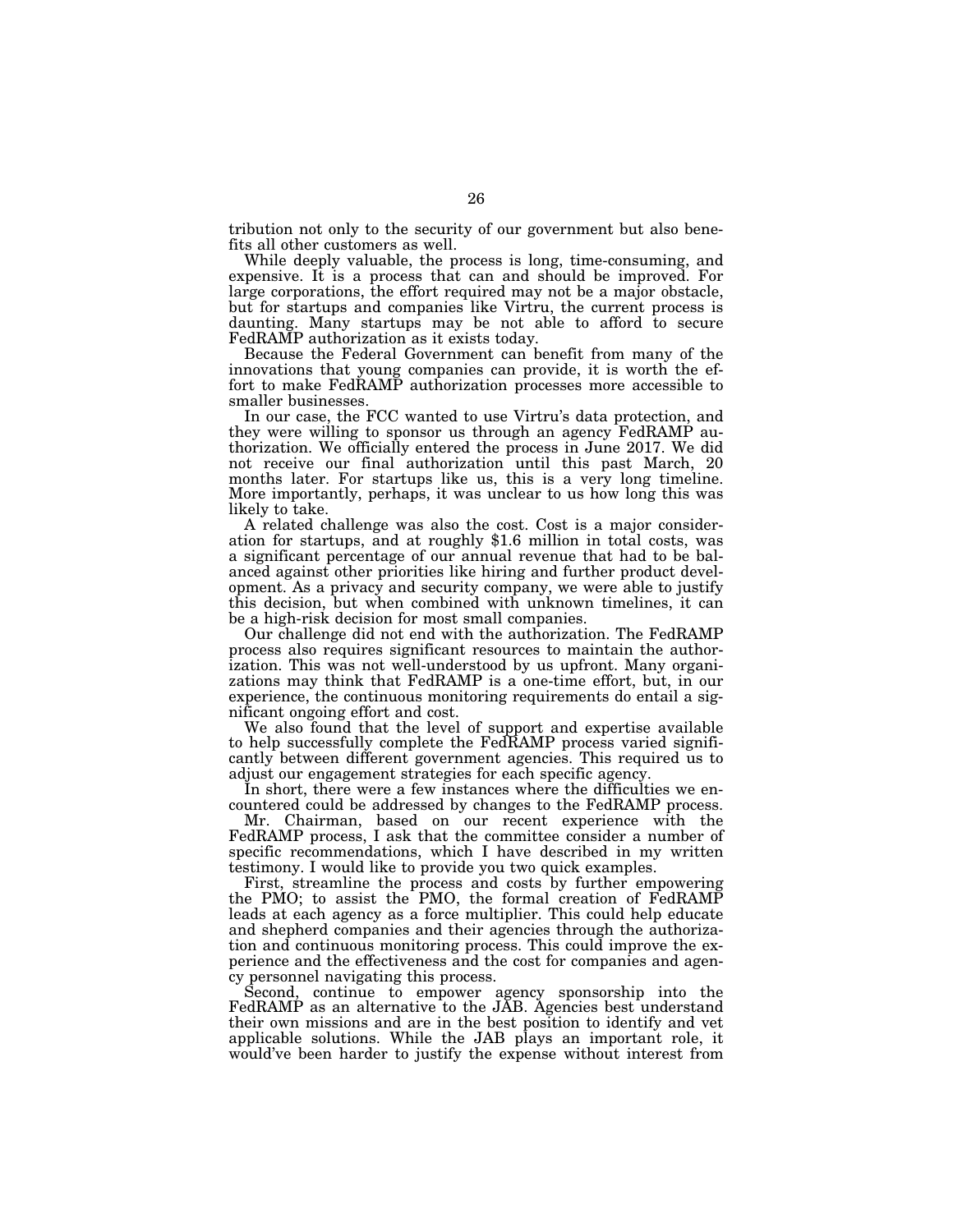tribution not only to the security of our government but also benefits all other customers as well.

While deeply valuable, the process is long, time-consuming, and expensive. It is a process that can and should be improved. For large corporations, the effort required may not be a major obstacle, but for startups and companies like Virtru, the current process is daunting. Many startups may be not able to afford to secure FedRAMP authorization as it exists today.

Because the Federal Government can benefit from many of the innovations that young companies can provide, it is worth the effort to make FedRAMP authorization processes more accessible to smaller businesses.

In our case, the FCC wanted to use Virtru's data protection, and they were willing to sponsor us through an agency FedRAMP authorization. We officially entered the process in June 2017. We did not receive our final authorization until this past March, 20 months later. For startups like us, this is a very long timeline. More importantly, perhaps, it was unclear to us how long this was likely to take.

A related challenge was also the cost. Cost is a major consideration for startups, and at roughly $1.6 million in total costs, was a significant percentage of our annual revenue that had to be balanced against other priorities like hiring and further product development. As a privacy and security company, we were able to justify this decision, but when combined with unknown timelines, it can be a high-risk decision for most small companies.

Our challenge did not end with the authorization. The FedRAMP process also requires significant resources to maintain the authorization. This was not well-understood by us upfront. Many organizations may think that FedRAMP is a one-time effort, but, in our experience, the continuous monitoring requirements do entail a significant ongoing effort and cost.

We also found that the level of support and expertise available to help successfully complete the FedRAMP process varied significantly between different government agencies. This required us to adjust our engagement strategies for each specific agency.

In short, there were a few instances where the difficulties we encountered could be addressed by changes to the FedRAMP process.

Mr. Chairman, based on our recent experience with the FedRAMP process, I ask that the committee consider a number of specific recommendations, which I have described in my written testimony. I would like to provide you two quick examples.

First, streamline the process and costs by further empowering the PMO; to assist the PMO, the formal creation of FedRAMP leads at each agency as a force multiplier. This could help educate and shepherd companies and their agencies through the authorization and continuous monitoring process. This could improve the experience and the effectiveness and the cost for companies and agency personnel navigating this process.

Second, continue to empower agency sponsorship into the FedRAMP as an alternative to the JAB. Agencies best understand their own missions and are in the best position to identify and vet applicable solutions. While the JAB plays an important role, it would've been harder to justify the expense without interest from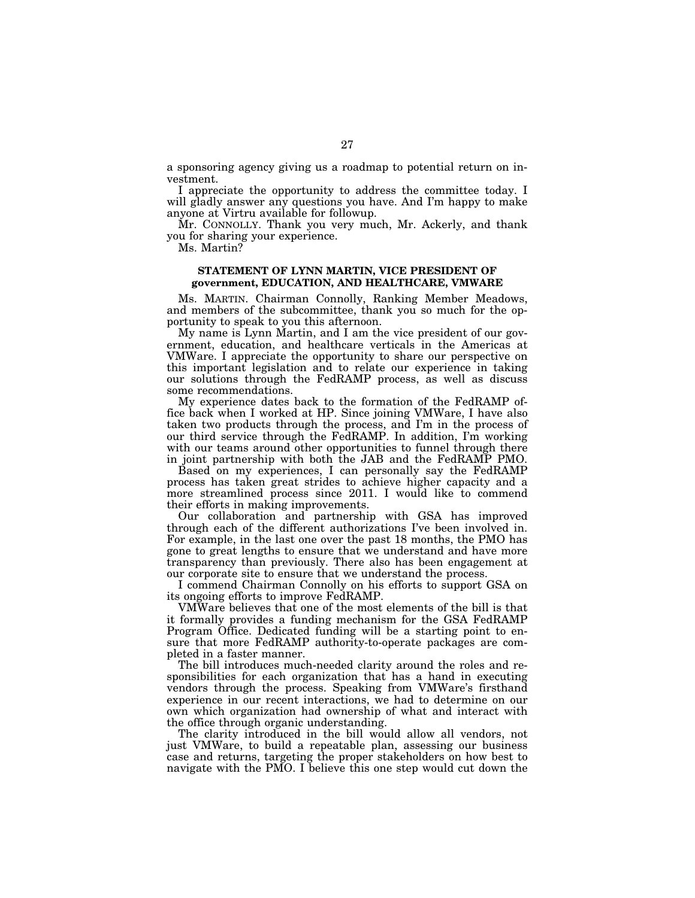a sponsoring agency giving us a roadmap to potential return on investment.

I appreciate the opportunity to address the committee today. I will gladly answer any questions you have. And I'm happy to make anyone at Virtru available for followup.

Mr. CONNOLLY. Thank you very much, Mr. Ackerly, and thank you for sharing your experience.

Ms. Martin?

## STATEMENT OF LYNN MARTIN, VICE PRESIDENT OF government, EDUCATION, AND HEALTHCARE, VMWARE

Ms. MARTIN. Chairman Connolly, Ranking Member Meadows, and members of the subcommittee, thank you so much for the opportunity to speak to you this afternoon.

My name is Lynn Martin, and I am the vice president of our government, education, and healthcare verticals in the Americas at VMWare. I appreciate the opportunity to share our perspective on this important legislation and to relate our experience in taking our solutions through the FedRAMP process, as well as discuss some recommendations.

My experience dates back to the formation of the FedRAMP office back when I worked at HP. Since joining VMWare, I have also taken two products through the process, and I'm in the process of our third service through the FedRAMP. In addition, I'm working with our teams around other opportunities to funnel through there in joint partnership with both the JAB and the FedRAMP PMO.

Based on my experiences, I can personally say the FedRAMP process has taken great strides to achieve higher capacity and a more streamlined process since 2011. I would like to commend their efforts in making improvements.

Our collaboration and partnership with GSA has improved through each of the different authorizations I've been involved in. For example, in the last one over the past 18 months, the PMO has gone to great lengths to ensure that we understand and have more transparency than previously. There also has been engagement at our corporate site to ensure that we understand the process.

I commend Chairman Connolly on his efforts to support GSA on its ongoing efforts to improve FedRAMP.

VMWare believes that one of the most elements of the bill is that it formally provides a funding mechanism for the GSA FedRAMP Program Office. Dedicated funding will be a starting point to ensure that more FedRAMP authority-to-operate packages are completed in a faster manner.

The bill introduces much-needed clarity around the roles and responsibilities for each organization that has a hand in executing vendors through the process. Speaking from VMWare's firsthand experience in our recent interactions, we had to determine on our own which organization had ownership of what and interact with the office through organic understanding.

The clarity introduced in the bill would allow all vendors, not just VMWare, to build a repeatable plan, assessing our business case and returns, targeting the proper stakeholders on how best to navigate with the PMO. I believe this one step would cut down the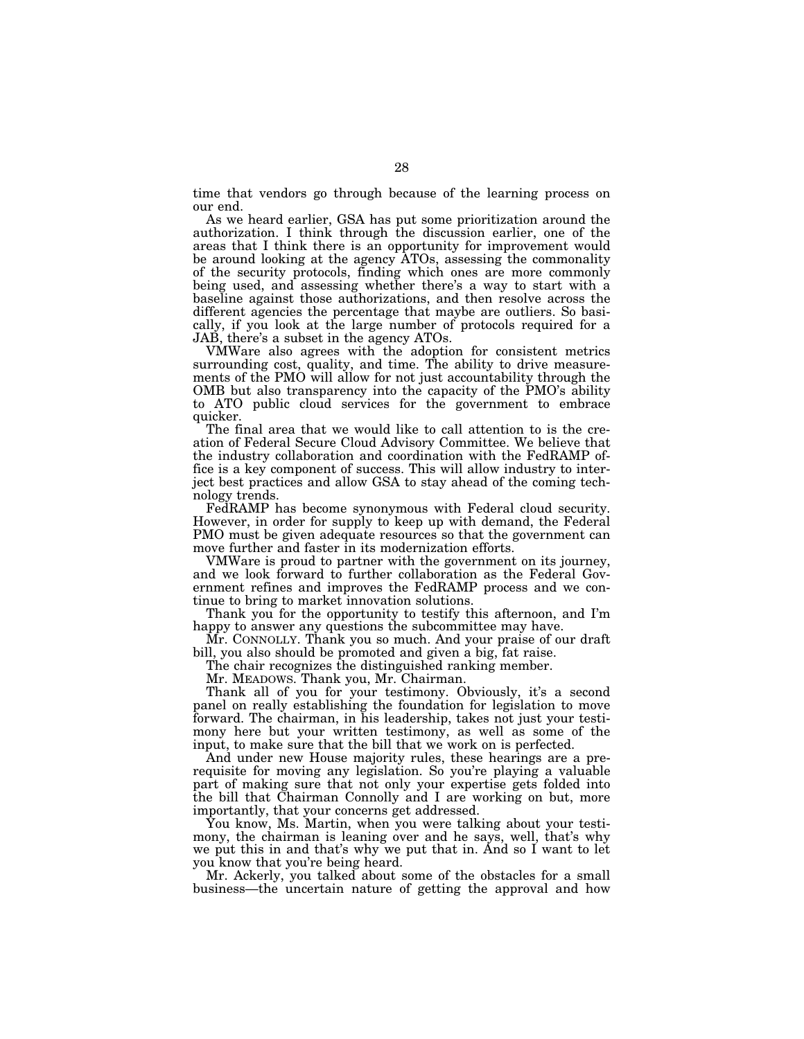time that vendors go through because of the learning process on our end.

As we heard earlier, GSA has put some prioritization around the authorization. I think through the discussion earlier, one of the areas that I think there is an opportunity for improvement would be around looking at the agency ATOs, assessing the commonality of the security protocols, finding which ones are more commonly being used, and assessing whether there's a way to start with a baseline against those authorizations, and then resolve across the different agencies the percentage that maybe are outliers. So basically, if you look at the large number of protocols required for a JAB, there's a subset in the agency ATOs.

VMWare also agrees with the adoption for consistent metrics surrounding cost, quality, and time. The ability to drive measurements of the PMO will allow for not just accountability through the OMB but also transparency into the capacity of the PMO's ability to ATO public cloud services for the government to embrace quicker.

The final area that we would like to call attention to is the creation of Federal Secure Cloud Advisory Committee. We believe that the industry collaboration and coordination with the FedRAMP office is a key component of success. This will allow industry to interject best practices and allow GSA to stay ahead of the coming technology trends.

FedRAMP has become synonymous with Federal cloud security. However, in order for supply to keep up with demand, the Federal PMO must be given adequate resources so that the government can move further and faster in its modernization efforts.

VMWare is proud to partner with the government on its journey, and we look forward to further collaboration as the Federal Government refines and improves the FedRAMP process and we continue to bring to market innovation solutions.

Thank you for the opportunity to testify this afternoon, and I'm happy to answer any questions the subcommittee may have.

Mr. CONNOLLY. Thank you so much. And your praise of our draft bill, you also should be promoted and given a big, fat raise.

The chair recognizes the distinguished ranking member.

Mr. MEADOWS. Thank you, Mr. Chairman.

Thank all of you for your testimony. Obviously, it's a second panel on really establishing the foundation for legislation to move forward. The chairman, in his leadership, takes not just your testimony here but your written testimony, as well as some of the input, to make sure that the bill that we work on is perfected.

And under new House majority rules, these hearings are a prerequisite for moving any legislation. So you're playing a valuable part of making sure that not only your expertise gets folded into the bill that Chairman Connolly and I are working on but, more importantly, that your concerns get addressed.

You know, Ms. Martin, when you were talking about your testimony, the chairman is leaning over and he says, well, that's why we put this in and that's why we put that in. And so I want to let you know that you're being heard.

Mr. Ackerly, you talked about some of the obstacles for a small business—the uncertain nature of getting the approval and how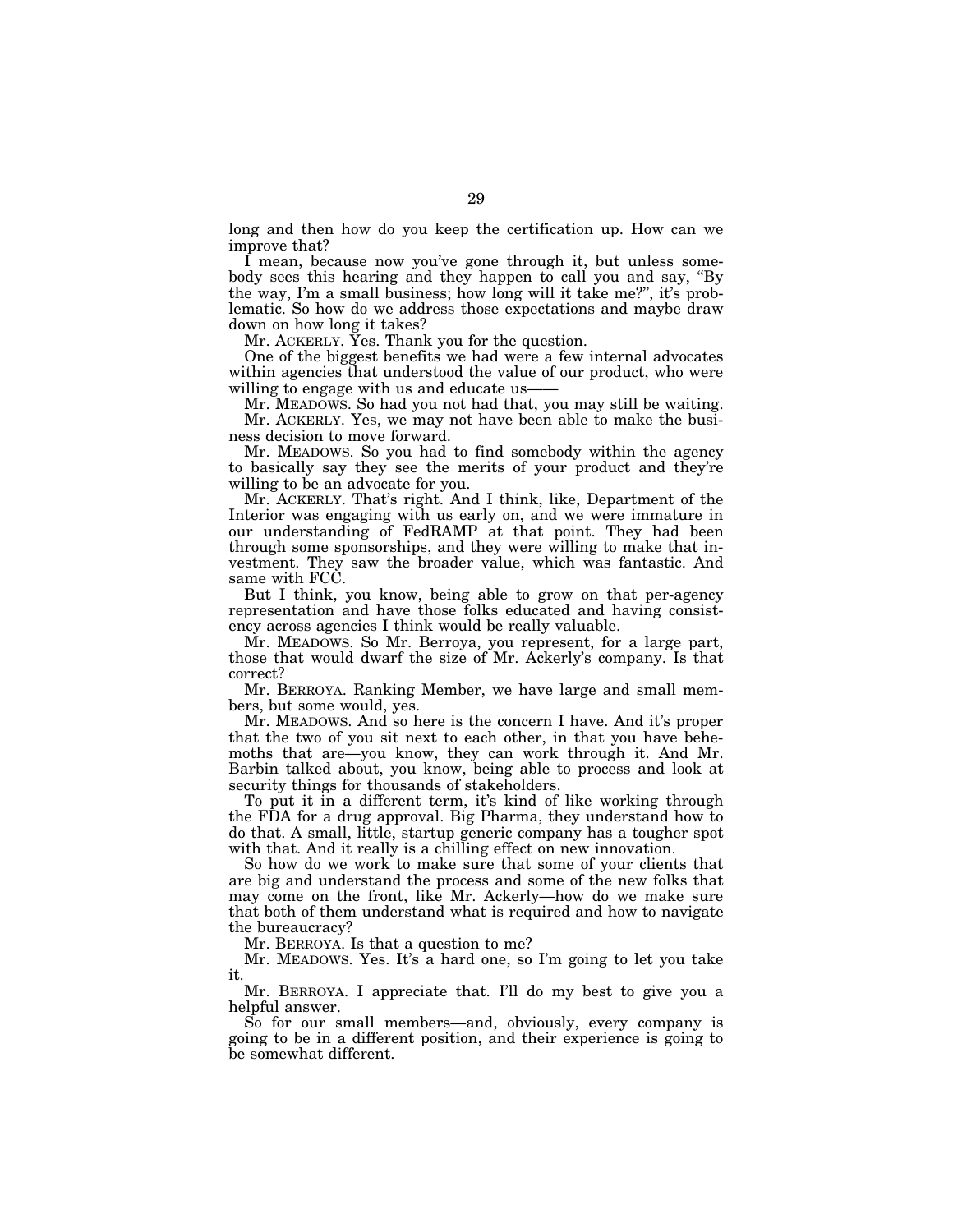long and then how do you keep the certification up. How can we improve that?

I mean, because now you've gone through it, but unless somebody sees this hearing and they happen to call you and say, "By the way, I'm a small business; how long will it take me?", it's problematic. So how do we address those expectations and maybe draw down on how long it takes?

Mr. ACKERLY. Yes. Thank you for the question.

One of the biggest benefits we had were a few internal advocates within agencies that understood the value of our product, who were willing to engage with us and educate us——

Mr. MEADOWS. So had you not had that, you may still be waiting.

Mr. ACKERLY. Yes, we may not have been able to make the business decision to move forward.

Mr. MEADOWS. So you had to find somebody within the agency to basically say they see the merits of your product and they're willing to be an advocate for you.

Mr. ACKERLY. That's right. And I think, like, Department of the Interior was engaging with us early on, and we were immature in our understanding of FedRAMP at that point. They had been through some sponsorships, and they were willing to make that investment. They saw the broader value, which was fantastic. And same with FCC.

But I think, you know, being able to grow on that per-agency representation and have those folks educated and having consistency across agencies I think would be really valuable.

Mr. MEADOWS. So Mr. Berroya, you represent, for a large part, those that would dwarf the size of Mr. Ackerly's company. Is that correct?

Mr. BERROYA. Ranking Member, we have large and small members, but some would, yes.

Mr. MEADOWS. And so here is the concern I have. And it's proper that the two of you sit next to each other, in that you have behemoths that are—you know, they can work through it. And Mr. Barbin talked about, you know, being able to process and look at security things for thousands of stakeholders.

To put it in a different term, it's kind of like working through the FDA for a drug approval. Big Pharma, they understand how to do that. A small, little, startup generic company has a tougher spot with that. And it really is a chilling effect on new innovation.

So how do we work to make sure that some of your clients that are big and understand the process and some of the new folks that may come on the front, like Mr. Ackerly—how do we make sure that both of them understand what is required and how to navigate the bureaucracy?

Mr. BERROYA. Is that a question to me?

Mr. MEADOWS. Yes. It's a hard one, so I'm going to let you take it.

Mr. BERROYA. I appreciate that. I'll do my best to give you a helpful answer.

So for our small members—and, obviously, every company is going to be in a different position, and their experience is going to be somewhat different.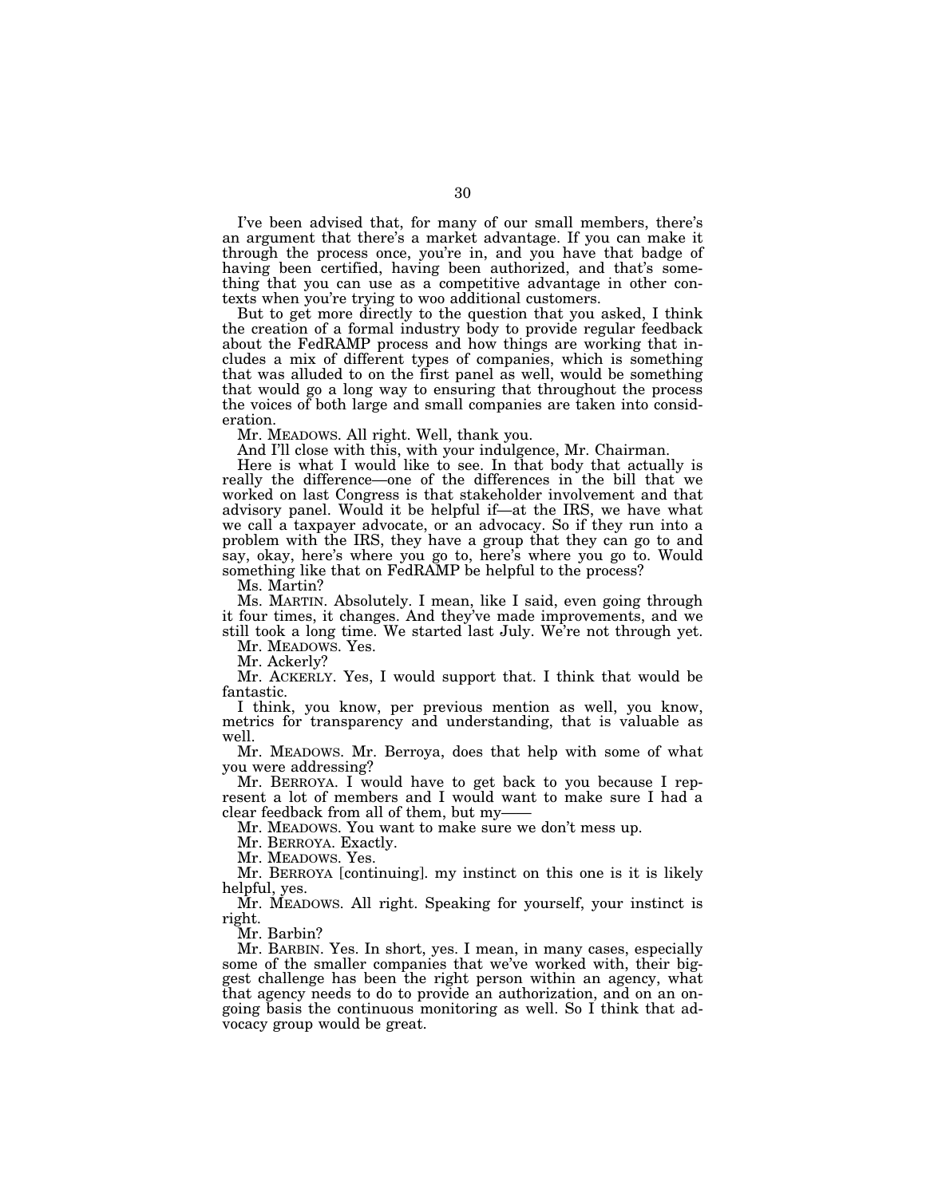I've been advised that, for many of our small members, there's an argument that there's a market advantage. If you can make it through the process once, you're in, and you have that badge of having been certified, having been authorized, and that's something that you can use as a competitive advantage in other contexts when you're trying to woo additional customers.

But to get more directly to the question that you asked, I think the creation of a formal industry body to provide regular feedback about the FedRAMP process and how things are working that includes a mix of different types of companies, which is something that was alluded to on the first panel as well, would be something that would go a long way to ensuring that throughout the process the voices of both large and small companies are taken into consideration.

Mr. MEADOWS. All right. Well, thank you.

And I'll close with this, with your indulgence, Mr. Chairman.

Here is what I would like to see. In that body that actually is really the difference—one of the differences in the bill that we worked on last Congress is that stakeholder involvement and that advisory panel. Would it be helpful if—at the IRS, we have what we call a taxpayer advocate, or an advocacy. So if they run into a problem with the IRS, they have a group that they can go to and say, okay, here's where you go to, here's where you go to. Would something like that on FedRAMP be helpful to the process?

Ms. Martin?

Ms. MARTIN. Absolutely. I mean, like I said, even going through it four times, it changes. And they've made improvements, and we still took a long time. We started last July. We're not through yet.

Mr. MEADOWS. Yes.

Mr. Ackerly?

Mr. ACKERLY. Yes, I would support that. I think that would be fantastic.

I think, you know, per previous mention as well, you know, metrics for transparency and understanding, that is valuable as well.

Mr. MEADOWS. Mr. Berroya, does that help with some of what you were addressing?

Mr. BERROYA. I would have to get back to you because I represent a lot of members and I would want to make sure I had a clear feedback from all of them, but my——

Mr. MEADOWS. You want to make sure we don't mess up.

Mr. BERROYA. Exactly.

Mr. MEADOWS. Yes.

Mr. BERROYA [continuing]. my instinct on this one is it is likely helpful, yes.

Mr. MEADOWS. All right. Speaking for yourself, your instinct is right.

Mr. Barbin?

Mr. BARBIN. Yes. In short, yes. I mean, in many cases, especially some of the smaller companies that we've worked with, their biggest challenge has been the right person within an agency, what that agency needs to do to provide an authorization, and on an ongoing basis the continuous monitoring as well. So I think that advocacy group would be great.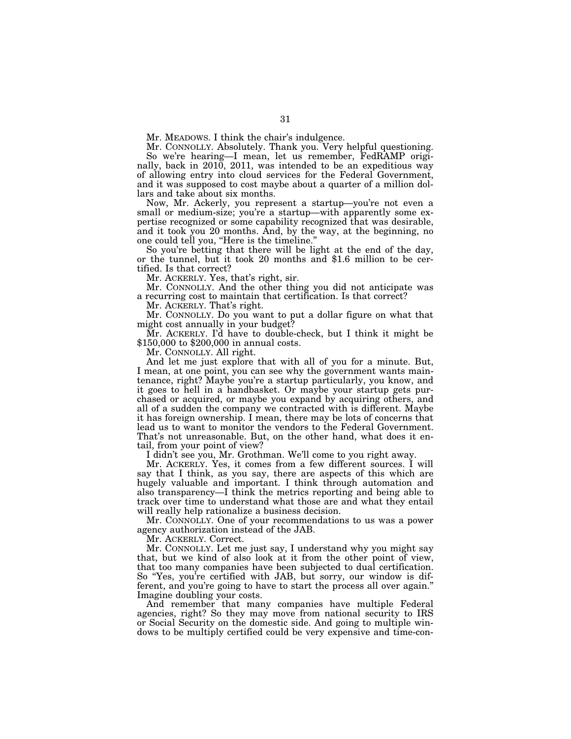Mr. MEADOWS. I think the chair's indulgence.

Mr. CONNOLLY. Absolutely. Thank you. Very helpful questioning.

So we're hearing—I mean, let us remember, FedRAMP originally, back in 2010, 2011, was intended to be an expeditious way of allowing entry into cloud services for the Federal Government, and it was supposed to cost maybe about a quarter of a million dollars and take about six months.

Now, Mr. Ackerly, you represent a startup—you're not even a small or medium-size; you're a startup—with apparently some expertise recognized or some capability recognized that was desirable, and it took you 20 months. And, by the way, at the beginning, no one could tell you, "Here is the timeline."

So you're betting that there will be light at the end of the day, or the tunnel, but it took 20 months and $1.6 million to be certified. Is that correct?

Mr. ACKERLY. Yes, that's right, sir.

Mr. CONNOLLY. And the other thing you did not anticipate was a recurring cost to maintain that certification. Is that correct?

Mr. ACKERLY. That's right.

Mr. CONNOLLY. Do you want to put a dollar figure on what that might cost annually in your budget?

Mr. ACKERLY. I'd have to double-check, but I think it might be $150,000 to $200,000 in annual costs.

Mr. CONNOLLY. All right.

And let me just explore that with all of you for a minute. But, I mean, at one point, you can see why the government wants maintenance, right? Maybe you're a startup particularly, you know, and it goes to hell in a handbasket. Or maybe your startup gets purchased or acquired, or maybe you expand by acquiring others, and all of a sudden the company we contracted with is different. Maybe it has foreign ownership. I mean, there may be lots of concerns that lead us to want to monitor the vendors to the Federal Government. That's not unreasonable. But, on the other hand, what does it entail, from your point of view?

I didn't see you, Mr. Grothman. We'll come to you right away.

Mr. ACKERLY. Yes, it comes from a few different sources. I will say that I think, as you say, there are aspects of this which are hugely valuable and important. I think through automation and also transparency—I think the metrics reporting and being able to track over time to understand what those are and what they entail will really help rationalize a business decision.

Mr. CONNOLLY. One of your recommendations to us was a power agency authorization instead of the JAB.

Mr. ACKERLY. Correct.

Mr. CONNOLLY. Let me just say, I understand why you might say that, but we kind of also look at it from the other point of view, that too many companies have been subjected to dual certification. So "Yes, you're certified with JAB, but sorry, our window is different, and you're going to have to start the process all over again." Imagine doubling your costs.

And remember that many companies have multiple Federal agencies, right? So they may move from national security to IRS or Social Security on the domestic side. And going to multiple windows to be multiply certified could be very expensive and time-con-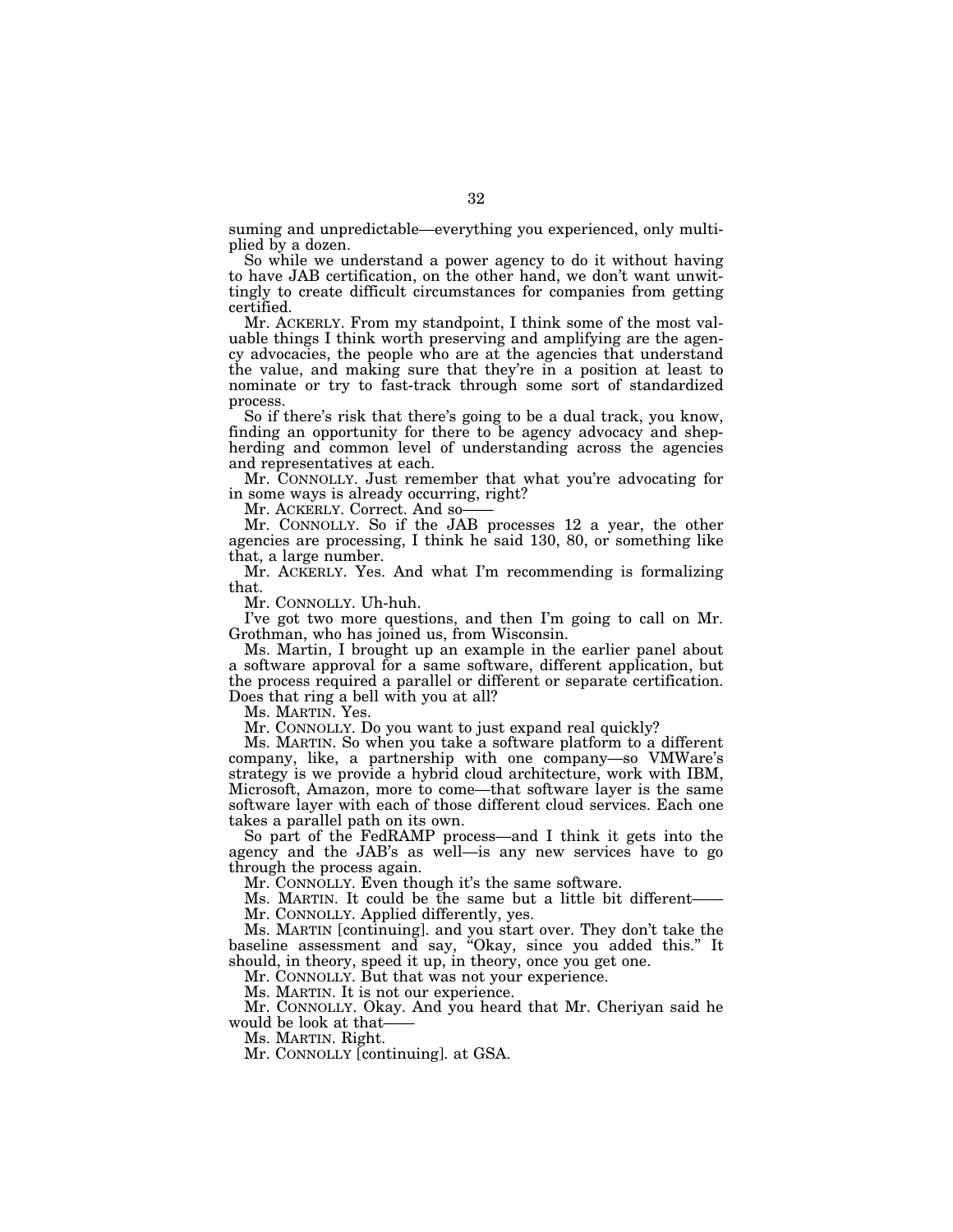suming and unpredictable—everything you experienced, only multiplied by a dozen.

So while we understand a power agency to do it without having to have JAB certification, on the other hand, we don't want unwittingly to create difficult circumstances for companies from getting certified.

Mr. ACKERLY. From my standpoint, I think some of the most valuable things I think worth preserving and amplifying are the agency advocacies, the people who are at the agencies that understand the value, and making sure that they're in a position at least to nominate or try to fast-track through some sort of standardized process.

So if there's risk that there's going to be a dual track, you know, finding an opportunity for there to be agency advocacy and shepherding and common level of understanding across the agencies and representatives at each.

Mr. CONNOLLY. Just remember that what you're advocating for in some ways is already occurring, right?

Mr. ACKERLY. Correct. And so——

Mr. CONNOLLY. So if the JAB processes 12 a year, the other agencies are processing, I think he said 130, 80, or something like that, a large number.

Mr. ACKERLY. Yes. And what I'm recommending is formalizing that.

Mr. CONNOLLY. Uh-huh.

I've got two more questions, and then I'm going to call on Mr. Grothman, who has joined us, from Wisconsin.

Ms. Martin, I brought up an example in the earlier panel about a software approval for a same software, different application, but the process required a parallel or different or separate certification. Does that ring a bell with you at all?

Ms. MARTIN. Yes.

Mr. CONNOLLY. Do you want to just expand real quickly?

Ms. MARTIN. So when you take a software platform to a different company, like, a partnership with one company—so VMWare's strategy is we provide a hybrid cloud architecture, work with IBM, Microsoft, Amazon, more to come—that software layer is the same software layer with each of those different cloud services. Each one takes a parallel path on its own.

So part of the FedRAMP process—and I think it gets into the agency and the JAB's as well—is any new services have to go through the process again.

Mr. CONNOLLY. Even though it's the same software.

Ms. MARTIN. It could be the same but a little bit different——

Mr. CONNOLLY. Applied differently, yes.

Ms. MARTIN [continuing]. and you start over. They don't take the baseline assessment and say, "Okay, since you added this." It should, in theory, speed it up, in theory, once you get one.

Mr. CONNOLLY. But that was not your experience.

Ms. MARTIN. It is not our experience.

Mr. CONNOLLY. Okay. And you heard that Mr. Cheriyan said he would be look at that——

Ms. MARTIN. Right.

Mr. CONNOLLY [continuing]. at GSA.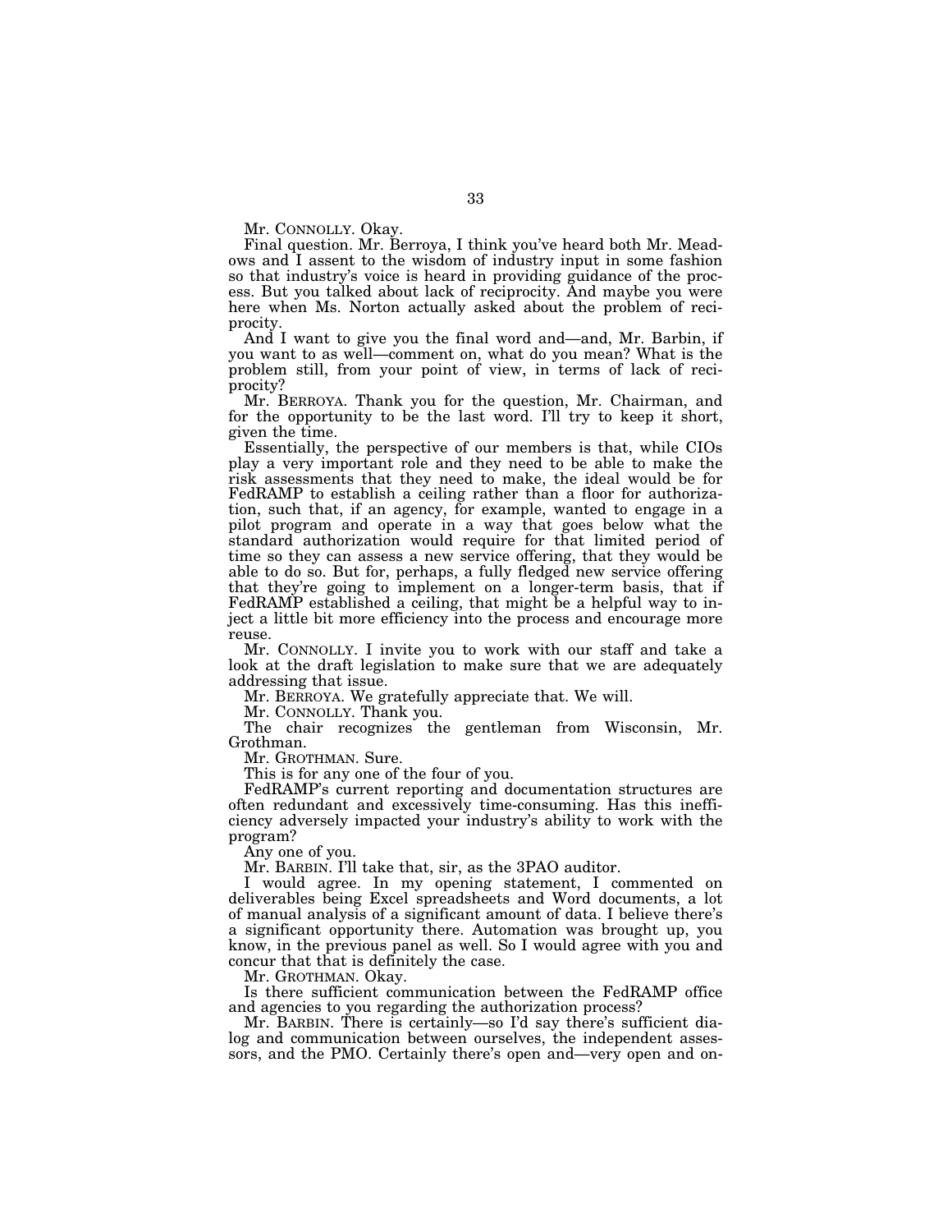Mr. CONNOLLY. Okay.

Final question. Mr. Berroya, I think you've heard both Mr. Meadows and I assent to the wisdom of industry input in some fashion so that industry's voice is heard in providing guidance of the process. But you talked about lack of reciprocity. And maybe you were here when Ms. Norton actually asked about the problem of reciprocity.

And I want to give you the final word and—and, Mr. Barbin, if you want to as well—comment on, what do you mean? What is the problem still, from your point of view, in terms of lack of reciprocity?

Mr. BERROYA. Thank you for the question, Mr. Chairman, and for the opportunity to be the last word. I'll try to keep it short, given the time.

Essentially, the perspective of our members is that, while CIOs play a very important role and they need to be able to make the risk assessments that they need to make, the ideal would be for FedRAMP to establish a ceiling rather than a floor for authorization, such that, if an agency, for example, wanted to engage in a pilot program and operate in a way that goes below what the standard authorization would require for that limited period of time so they can assess a new service offering, that they would be able to do so. But for, perhaps, a fully fledged new service offering that they're going to implement on a longer-term basis, that if FedRAMP established a ceiling, that might be a helpful way to inject a little bit more efficiency into the process and encourage more reuse.

Mr. CONNOLLY. I invite you to work with our staff and take a look at the draft legislation to make sure that we are adequately addressing that issue.

Mr. BERROYA. We gratefully appreciate that. We will.

Mr. CONNOLLY. Thank you.

The chair recognizes the gentleman from Wisconsin, Mr. Grothman.

Mr. GROTHMAN. Sure.

This is for any one of the four of you.

FedRAMP's current reporting and documentation structures are often redundant and excessively time-consuming. Has this inefficiency adversely impacted your industry's ability to work with the program?

Any one of you.

Mr. BARBIN. I'll take that, sir, as the 3PAO auditor.

I would agree. In my opening statement, I commented on deliverables being Excel spreadsheets and Word documents, a lot of manual analysis of a significant amount of data. I believe there's a significant opportunity there. Automation was brought up, you know, in the previous panel as well. So I would agree with you and concur that that is definitely the case.

Mr. GROTHMAN. Okay.

Is there sufficient communication between the FedRAMP office and agencies to you regarding the authorization process?

Mr. BARBIN. There is certainly—so I'd say there's sufficient dialog and communication between ourselves, the independent assessors, and the PMO. Certainly there's open and—very open and on-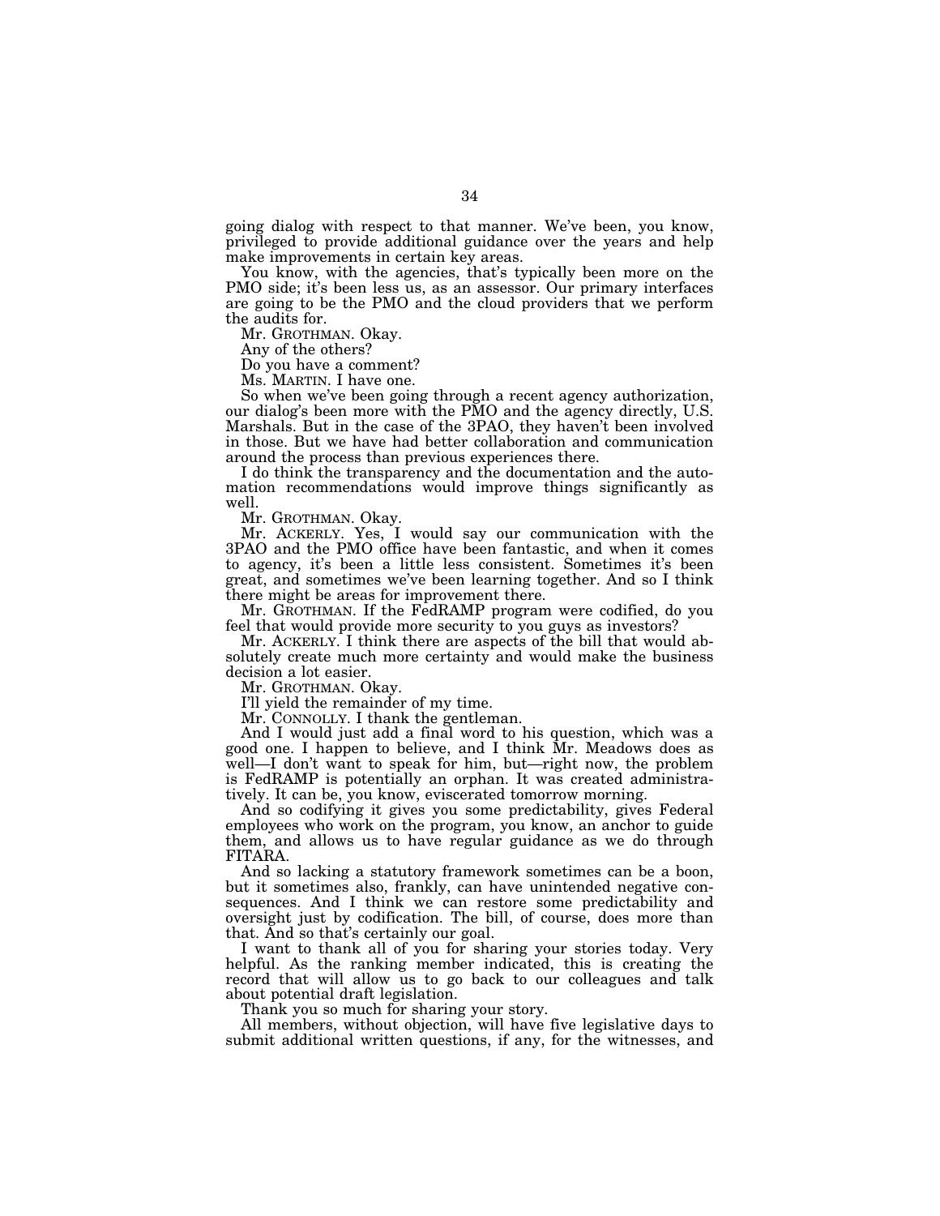going dialog with respect to that manner. We've been, you know, privileged to provide additional guidance over the years and help make improvements in certain key areas.

You know, with the agencies, that's typically been more on the PMO side; it's been less us, as an assessor. Our primary interfaces are going to be the PMO and the cloud providers that we perform the audits for.

Mr. GROTHMAN. Okay.

Any of the others?

Do you have a comment?

Ms. MARTIN. I have one.

So when we've been going through a recent agency authorization, our dialog's been more with the PMO and the agency directly, U.S. Marshals. But in the case of the 3PAO, they haven't been involved in those. But we have had better collaboration and communication around the process than previous experiences there.

I do think the transparency and the documentation and the automation recommendations would improve things significantly as well.

Mr. GROTHMAN. Okay.

Mr. ACKERLY. Yes, I would say our communication with the 3PAO and the PMO office have been fantastic, and when it comes to agency, it's been a little less consistent. Sometimes it's been great, and sometimes we've been learning together. And so I think there might be areas for improvement there.

Mr. GROTHMAN. If the FedRAMP program were codified, do you feel that would provide more security to you guys as investors?

Mr. ACKERLY. I think there are aspects of the bill that would absolutely create much more certainty and would make the business decision a lot easier.

Mr. GROTHMAN. Okay.

I'll yield the remainder of my time.

Mr. CONNOLLY. I thank the gentleman.

And I would just add a final word to his question, which was a good one. I happen to believe, and I think Mr. Meadows does as well—I don't want to speak for him, but—right now, the problem is FedRAMP is potentially an orphan. It was created administratively. It can be, you know, eviscerated tomorrow morning.

And so codifying it gives you some predictability, gives Federal employees who work on the program, you know, an anchor to guide them, and allows us to have regular guidance as we do through FITARA.

And so lacking a statutory framework sometimes can be a boon, but it sometimes also, frankly, can have unintended negative consequences. And I think we can restore some predictability and oversight just by codification. The bill, of course, does more than that. And so that's certainly our goal.

I want to thank all of you for sharing your stories today. Very helpful. As the ranking member indicated, this is creating the record that will allow us to go back to our colleagues and talk about potential draft legislation.

Thank you so much for sharing your story.

All members, without objection, will have five legislative days to submit additional written questions, if any, for the witnesses, and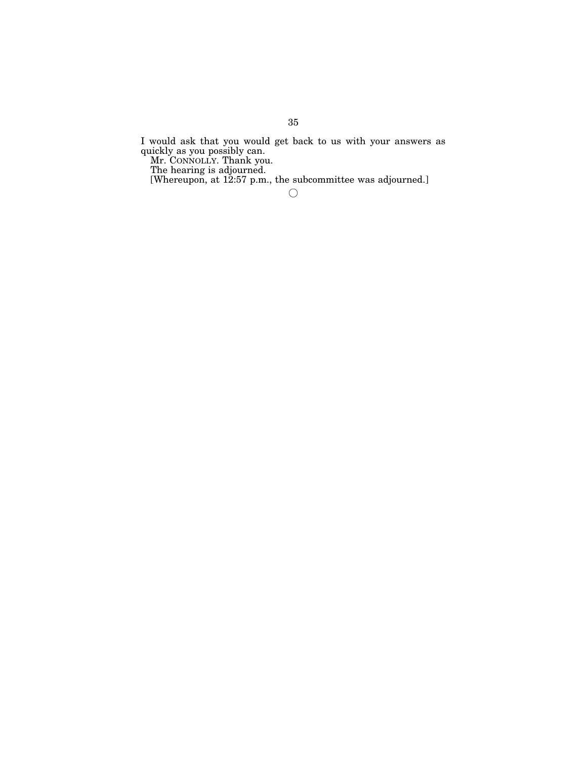I would ask that you would get back to us with your answers as quickly as you possibly can.

Mr. CONNOLLY. Thank you.

The hearing is adjourned.

[Whereupon, at 12:57 p.m., the subcommittee was adjourned.]

○